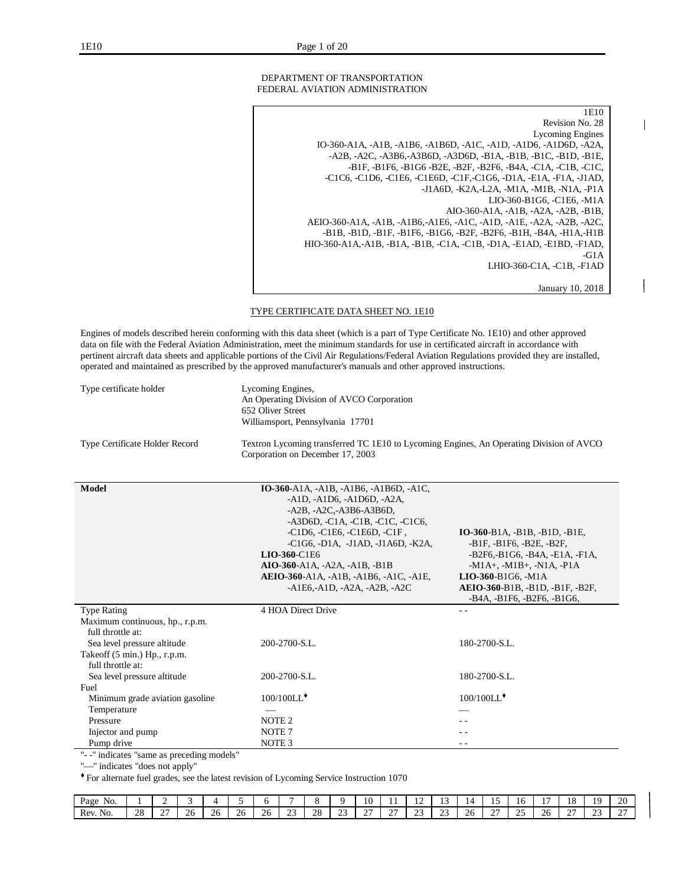DEPARTMENT OF TRANSPORTATION
FEDERAL AVIATION ADMINISTRATION

1E10
Revision No. 28
Lycoming Engines
IO-360-A1A, -A1B, -A1B6, -A1B6D, -A1C, -A1D, -A1D6, -A1D6D, -A2A, -A2B, -A2C, -A3B6,-A3B6D, -A3D6D, -B1A, -B1B, -B1C, -B1D, -B1E, -B1F, -B1F6, -B1G6 -B2E, -B2F, -B2F6, -B4A, -C1A, -C1B, -C1C, -C1C6, -C1D6, -C1E6, -C1E6D, -C1F,-C1G6, -D1A, -E1A, -F1A, -J1AD, -J1A6D, -K2A,-L2A, -M1A, -M1B, -N1A, -P1A
LIO-360-B1G6, -C1E6, -M1A
AIO-360-A1A, -A1B, -A2A, -A2B, -B1B,
AEIO-360-A1A, -A1B, -A1B6,-A1E6, -A1C, -A1D, -A1E, -A2A, -A2B, -A2C, -B1B, -B1D, -B1F, -B1F6, -B1G6, -B2F, -B2F6, -B1H, -B4A, -H1A,-H1B
HIO-360-A1A,-A1B, -B1A, -B1B, -C1A, -C1B, -D1A, -E1AD, -E1BD, -F1AD, -G1A
LHIO-360-C1A, -C1B, -F1AD

January 10, 2018

# TYPE CERTIFICATE DATA SHEET NO. 1E10

Engines of models described herein conforming with this data sheet (which is a part of Type Certificate No. 1E10) and other approved data on file with the Federal Aviation Administration, meet the minimum standards for use in certificated aircraft in accordance with pertinent aircraft data sheets and applicable portions of the Civil Air Regulations/Federal Aviation Regulations provided they are installed, operated and maintained as prescribed by the approved manufacturer's manuals and other approved instructions.

| | |
|---|---|
| Type certificate holder | Lycoming Engines,<br>An Operating Division of AVCO Corporation<br>652 Oliver Street<br>Williamsport, Pennsylvania 17701 |
| Type Certificate Holder Record | Textron Lycoming transferred TC 1E10 to Lycoming Engines, An Operating Division of AVCO Corporation on December 17, 2003 |

| **Model** | **IO-360**-A1A, -A1B, -A1B6, -A1B6D, -A1C, -A1D, -A1D6, -A1D6D, -A2A, -A2B, -A2C,-A3B6-A3B6D, -A3D6D, -C1A, -C1B, -C1C, -C1C6, -C1D6, -C1E6, -C1E6D, -C1F , -C1G6, -D1A, -J1AD, -J1A6D, -K2A,<br>**LIO-360**-C1E6<br>**AIO-360**-A1A, -A2A, -A1B, -B1B<br>**AEIO-360**-A1A, -A1B, -A1B6, -A1C, -A1E, -A1E6,-A1D, -A2A, -A2B, -A2C | **IO-360**-B1A, -B1B, -B1D, -B1E, -B1F, -B1F6, -B2E, -B2F, -B2F6,-B1G6, -B4A, -E1A, -F1A, -M1A+, -M1B+, -N1A, -P1A<br>**LIO-360**-B1G6, -M1A<br>**AEIO-360**-B1B, -B1D, -B1F, -B2F, -B4A, -B1F6, -B2F6, -B1G6, |
|---|---|---|
| Type Rating | 4 HOA Direct Drive | - - |
| Maximum continuous, hp., r.p.m. full throttle at: | | |
| Sea level pressure altitude | 200-2700-S.L. | 180-2700-S.L. |
| Takeoff (5 min.) Hp., r.p.m. full throttle at: | | |
| Sea level pressure altitude | 200-2700-S.L. | 180-2700-S.L. |
| Fuel | | |
| Minimum grade aviation gasoline | 100/100LL♦ | 100/100LL♦ |
| Temperature | — | — |
| Pressure | NOTE 2 | - - |
| Injector and pump | NOTE 7 | - - |
| Pump drive | NOTE 3 | - - |

"- -" indicates "same as preceding models"
"—" indicates "does not apply"
♦ For alternate fuel grades, see the latest revision of Lycoming Service Instruction 1070

| Page No. | 1 | 2 | 3 | 4 | 5 | 6 | 7 | 8 | 9 | 10 | 11 | 12 | 13 | 14 | 15 | 16 | 17 | 18 | 19 | 20 |
|---|---|---|---|---|---|---|---|---|---|---|---|---|---|---|---|---|---|---|---|---|
| Rev. No. | 28 | 27 | 26 | 26 | 26 | 26 | 23 | 28 | 23 | 27 | 27 | 23 | 23 | 26 | 27 | 25 | 26 | 27 | 23 | 27 |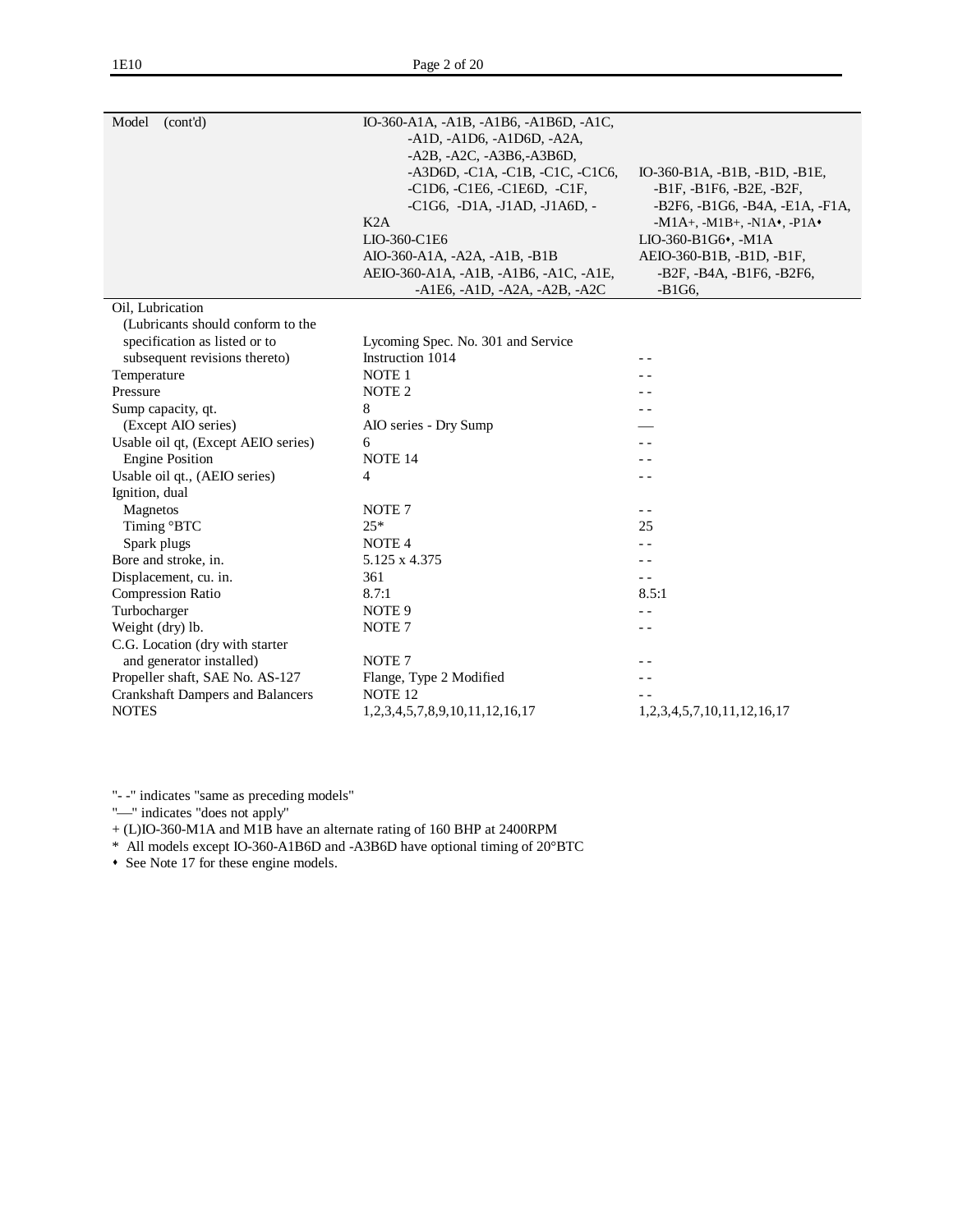| Model (cont'd) | IO-360-A1A, -A1B, -A1B6, -A1B6D, -A1C, -A1D, -A1D6, -A1D6D, -A2A, -A2B, -A2C, -A3B6,-A3B6D, -A3D6D, -C1A, -C1B, -C1C, -C1C6, -C1D6, -C1E6, -C1E6D, -C1F, -C1G6, -D1A, -J1AD, -J1A6D, -K2A<br>LIO-360-C1E6<br>AIO-360-A1A, -A2A, -A1B, -B1B<br>AEIO-360-A1A, -A1B, -A1B6, -A1C, -A1E, -A1E6, -A1D, -A2A, -A2B, -A2C | IO-360-B1A, -B1B, -B1D, -B1E, -B1F, -B1F6, -B2E, -B2F, -B2F6, -B1G6, -B4A, -E1A, -F1A, -M1A+, -M1B+, -N1A⬩, -P1A⬩<br>LIO-360-B1G6⬩, -M1A<br>AEIO-360-B1B, -B1D, -B1F, -B2F, -B4A, -B1F6, -B2F6, -B1G6, |
|---|---|---|
| Oil, Lubrication<br>(Lubricants should conform to the specification as listed or to subsequent revisions thereto) | Lycoming Spec. No. 301 and Service Instruction 1014 | - - |
| Temperature | NOTE 1 | - - |
| Pressure | NOTE 2 | - - |
| Sump capacity, qt. | 8 | - - |
| (Except AIO series) | AIO series - Dry Sump | — |
| Usable oil qt, (Except AEIO series) | 6 | - - |
| Engine Position | NOTE 14 | - - |
| Usable oil qt., (AEIO series) | 4 | - - |
| Ignition, dual | | |
| Magnetos | NOTE 7 | - - |
| Timing °BTC | 25* | 25 |
| Spark plugs | NOTE 4 | - - |
| Bore and stroke, in. | 5.125 x 4.375 | - - |
| Displacement, cu. in. | 361 | - - |
| Compression Ratio | 8.7:1 | 8.5:1 |
| Turbocharger | NOTE 9 | - - |
| Weight (dry) lb. | NOTE 7 | - - |
| C.G. Location (dry with starter and generator installed) | NOTE 7 | - - |
| Propeller shaft, SAE No. AS-127 | Flange, Type 2 Modified | - - |
| Crankshaft Dampers and Balancers | NOTE 12 | - - |
| NOTES | 1,2,3,4,5,7,8,9,10,11,12,16,17 | 1,2,3,4,5,7,10,11,12,16,17 |

"- -" indicates "same as preceding models"
"—" indicates "does not apply"
+ (L)IO-360-M1A and M1B have an alternate rating of 160 BHP at 2400RPM
* All models except IO-360-A1B6D and -A3B6D have optional timing of 20°BTC
⬩ See Note 17 for these engine models.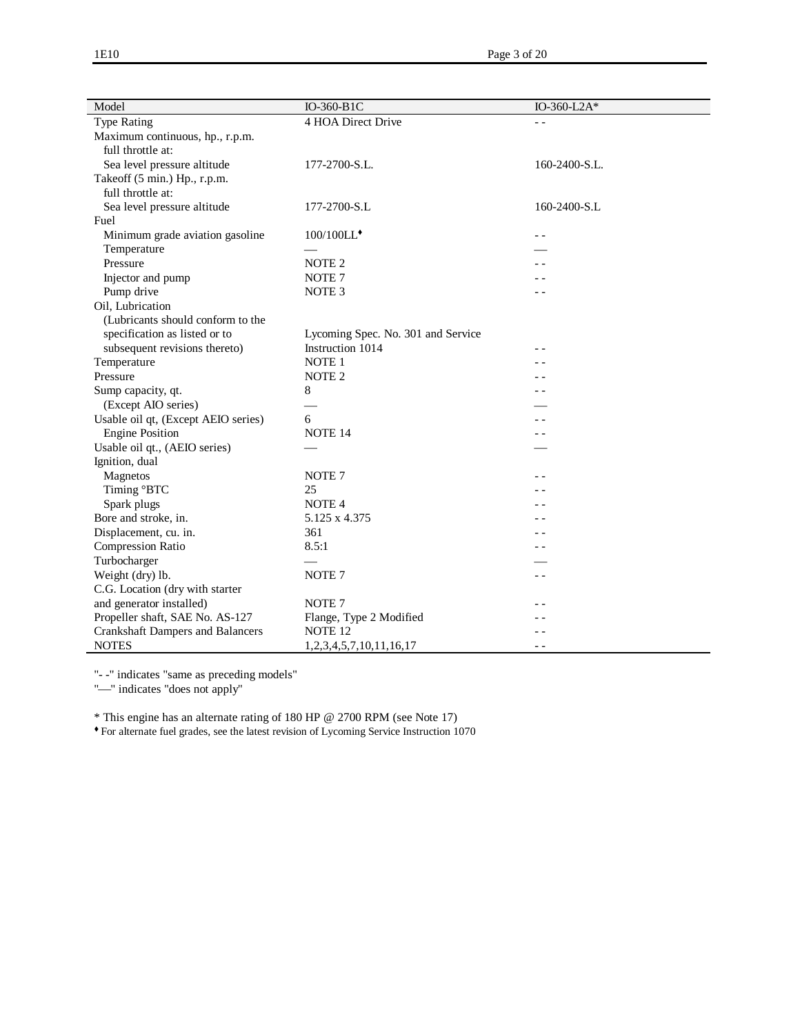| Model | IO-360-B1C | IO-360-L2A* |
| --- | --- | --- |
| Type Rating | 4 HOA Direct Drive | - - |
| Maximum continuous, hp., r.p.m. full throttle at: | | |
| Sea level pressure altitude | 177-2700-S.L. | 160-2400-S.L. |
| Takeoff (5 min.) Hp., r.p.m. full throttle at: | | |
| Sea level pressure altitude | 177-2700-S.L | 160-2400-S.L |
| Fuel | | |
| Minimum grade aviation gasoline | 100/100LL♦ | - - |
| Temperature | — | — |
| Pressure | NOTE 2 | - - |
| Injector and pump | NOTE 7 | - - |
| Pump drive | NOTE 3 | - - |
| Oil, Lubrication (Lubricants should conform to the specification as listed or to subsequent revisions thereto) | Lycoming Spec. No. 301 and Service Instruction 1014 | - - |
| Temperature | NOTE 1 | - - |
| Pressure | NOTE 2 | - - |
| Sump capacity, qt. | 8 | - - |
| (Except AIO series) | — | — |
| Usable oil qt, (Except AEIO series) | 6 | - - |
| Engine Position | NOTE 14 | - - |
| Usable oil qt., (AEIO series) | — | — |
| Ignition, dual | | |
| Magnetos | NOTE 7 | - - |
| Timing °BTC | 25 | - - |
| Spark plugs | NOTE 4 | - - |
| Bore and stroke, in. | 5.125 x 4.375 | - - |
| Displacement, cu. in. | 361 | - - |
| Compression Ratio | 8.5:1 | - - |
| Turbocharger | — | — |
| Weight (dry) lb. | NOTE 7 | - - |
| C.G. Location (dry with starter and generator installed) | NOTE 7 | - - |
| Propeller shaft, SAE No. AS-127 | Flange, Type 2 Modified | - - |
| Crankshaft Dampers and Balancers | NOTE 12 | - - |
| NOTES | 1,2,3,4,5,7,10,11,16,17 | - - |

"- -" indicates "same as preceding models"
"—" indicates "does not apply"

* This engine has an alternate rating of 180 HP @ 2700 RPM (see Note 17)
♦ For alternate fuel grades, see the latest revision of Lycoming Service Instruction 1070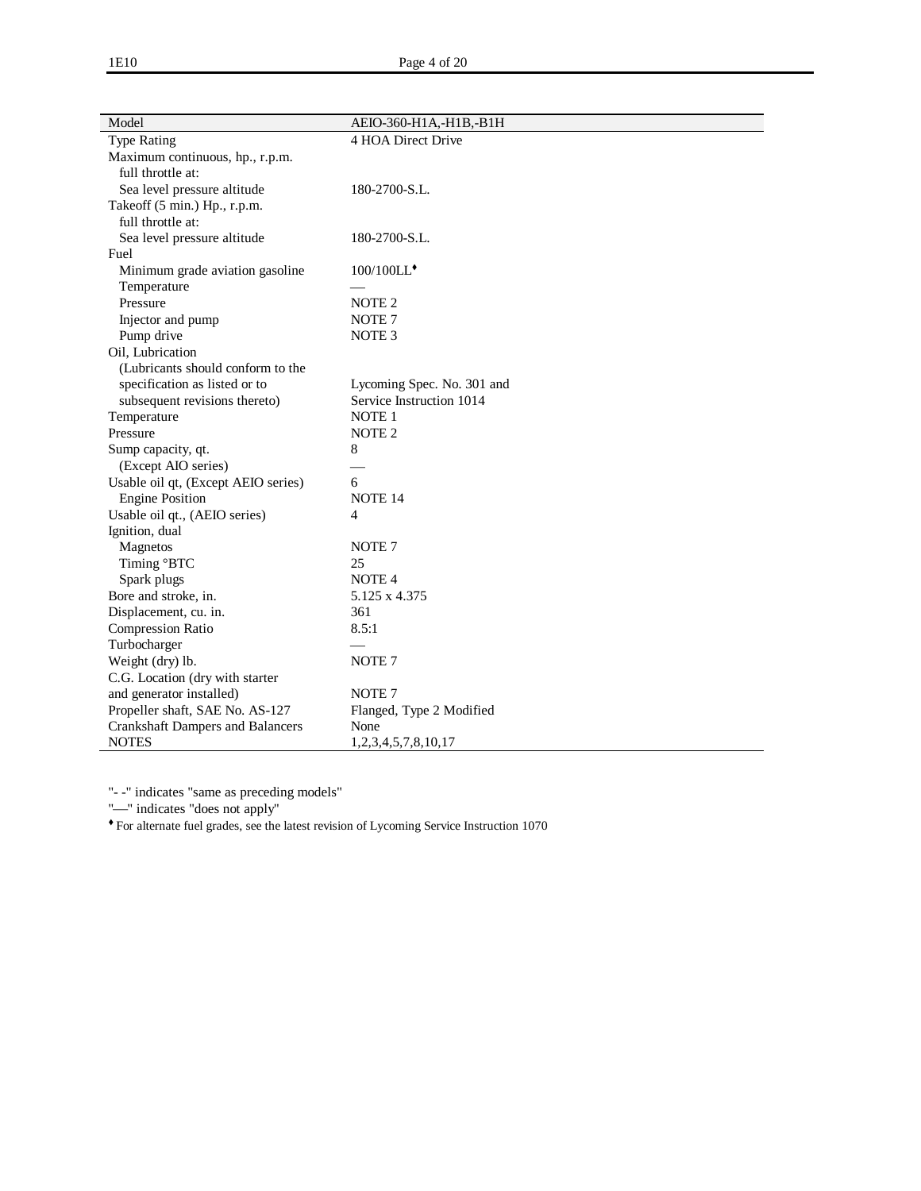| Model | AEIO-360-H1A,-H1B,-B1H |
|---|---|
| Type Rating | 4 HOA Direct Drive |
| Maximum continuous, hp., r.p.m. full throttle at: | |
| Sea level pressure altitude | 180-2700-S.L. |
| Takeoff (5 min.) Hp., r.p.m. full throttle at: | |
| Sea level pressure altitude | 180-2700-S.L. |
| Fuel | |
| Minimum grade aviation gasoline | 100/100LL♦ |
| Temperature | — |
| Pressure | NOTE 2 |
| Injector and pump | NOTE 7 |
| Pump drive | NOTE 3 |
| Oil, Lubrication (Lubricants should conform to the specification as listed or to subsequent revisions thereto) | Lycoming Spec. No. 301 and Service Instruction 1014 |
| Temperature | NOTE 1 |
| Pressure | NOTE 2 |
| Sump capacity, qt. | 8 |
| (Except AIO series) | — |
| Usable oil qt, (Except AEIO series) | 6 |
| Engine Position | NOTE 14 |
| Usable oil qt., (AEIO series) | 4 |
| Ignition, dual | |
| Magnetos | NOTE 7 |
| Timing °BTC | 25 |
| Spark plugs | NOTE 4 |
| Bore and stroke, in. | 5.125 x 4.375 |
| Displacement, cu. in. | 361 |
| Compression Ratio | 8.5:1 |
| Turbocharger | — |
| Weight (dry) lb. | NOTE 7 |
| C.G. Location (dry with starter and generator installed) | NOTE 7 |
| Propeller shaft, SAE No. AS-127 | Flanged, Type 2 Modified |
| Crankshaft Dampers and Balancers | None |
| NOTES | 1,2,3,4,5,7,8,10,17 |

"- -" indicates "same as preceding models"

"—" indicates "does not apply"

♦ For alternate fuel grades, see the latest revision of Lycoming Service Instruction 1070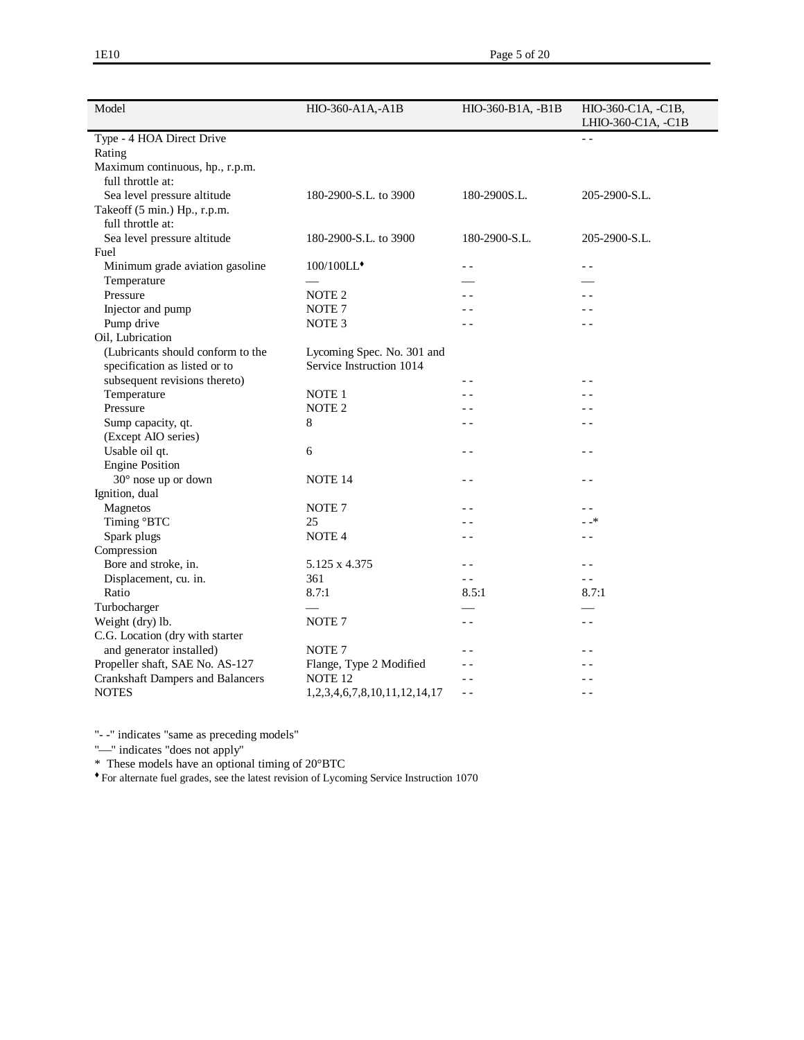| Model | HIO-360-A1A,-A1B | HIO-360-B1A, -B1B | HIO-360-C1A, -C1B, LHIO-360-C1A, -C1B |
|---|---|---|---|
| Type - 4 HOA Direct Drive | | | - - |
| Rating | | | |
| Maximum continuous, hp., r.p.m. full throttle at: | | | |
| Sea level pressure altitude | 180-2900-S.L. to 3900 | 180-2900S.L. | 205-2900-S.L. |
| Takeoff (5 min.) Hp., r.p.m. full throttle at: | | | |
| Sea level pressure altitude | 180-2900-S.L. to 3900 | 180-2900-S.L. | 205-2900-S.L. |
| Fuel | | | |
| Minimum grade aviation gasoline | 100/100LL♦ | - - | - - |
| Temperature | — | — | — |
| Pressure | NOTE 2 | - - | - - |
| Injector and pump | NOTE 7 | - - | - - |
| Pump drive | NOTE 3 | - - | - - |
| Oil, Lubrication | | | |
| (Lubricants should conform to the specification as listed or to subsequent revisions thereto) | Lycoming Spec. No. 301 and Service Instruction 1014 | - - | - - |
| Temperature | NOTE 1 | - - | - - |
| Pressure | NOTE 2 | - - | - - |
| Sump capacity, qt. (Except AIO series) | 8 | - - | - - |
| Usable oil qt. | 6 | - - | - - |
| Engine Position 30° nose up or down | NOTE 14 | - - | - - |
| Ignition, dual | | | |
| Magnetos | NOTE 7 | - - | - - |
| Timing °BTC | 25 | - - | - -* |
| Spark plugs | NOTE 4 | - - | - - |
| Compression | | | |
| Bore and stroke, in. | 5.125 x 4.375 | - - | - - |
| Displacement, cu. in. | 361 | - - | - - |
| Ratio | 8.7:1 | 8.5:1 | 8.7:1 |
| Turbocharger | — | — | — |
| Weight (dry) lb. | NOTE 7 | - - | - - |
| C.G. Location (dry with starter and generator installed) | NOTE 7 | - - | - - |
| Propeller shaft, SAE No. AS-127 | Flange, Type 2 Modified | - - | - - |
| Crankshaft Dampers and Balancers | NOTE 12 | - - | - - |
| NOTES | 1,2,3,4,6,7,8,10,11,12,14,17 | - - | - - |

"- -" indicates "same as preceding models"

"—" indicates "does not apply"

\* These models have an optional timing of 20°BTC

♦ For alternate fuel grades, see the latest revision of Lycoming Service Instruction 1070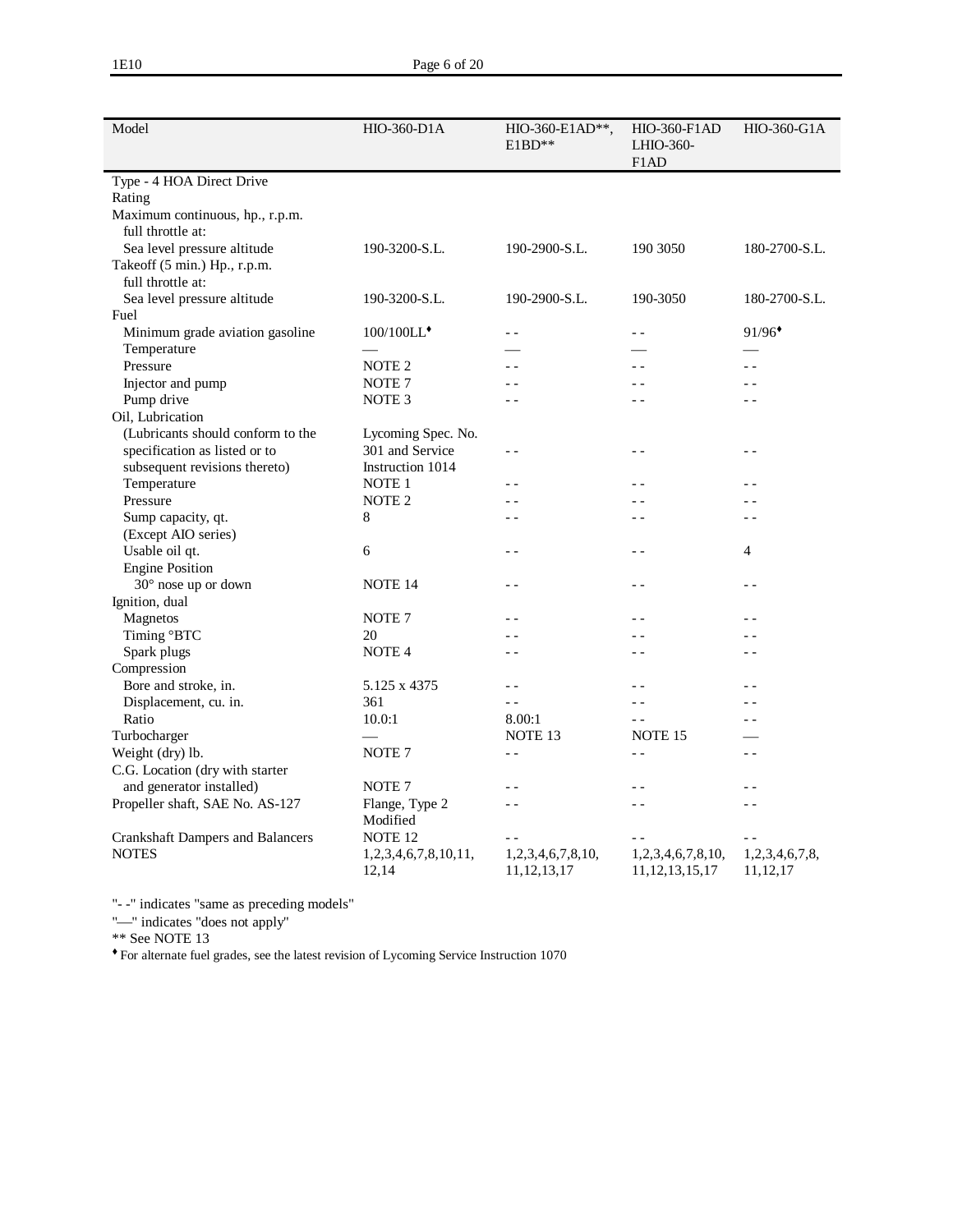| Model | HIO-360-D1A | HIO-360-E1AD**, E1BD** | HIO-360-F1AD LHIO-360-F1AD | HIO-360-G1A |
|---|---|---|---|---|
| Type - 4 HOA Direct Drive | | | | |
| Rating | | | | |
| Maximum continuous, hp., r.p.m. full throttle at: | | | | |
| Sea level pressure altitude | 190-3200-S.L. | 190-2900-S.L. | 190 3050 | 180-2700-S.L. |
| Takeoff (5 min.) Hp., r.p.m. full throttle at: | | | | |
| Sea level pressure altitude | 190-3200-S.L. | 190-2900-S.L. | 190-3050 | 180-2700-S.L. |
| Fuel | | | | |
| Minimum grade aviation gasoline | 100/100LL♦ | - - | - - | 91/96♦ |
| Temperature | — | — | — | — |
| Pressure | NOTE 2 | - - | - - | - - |
| Injector and pump | NOTE 7 | - - | - - | - - |
| Pump drive | NOTE 3 | - - | - - | - - |
| Oil, Lubrication | | | | |
| (Lubricants should conform to the specification as listed or to subsequent revisions thereto) | Lycoming Spec. No. 301 and Service Instruction 1014 | - - | - - | - - |
| Temperature | NOTE 1 | - - | - - | - - |
| Pressure | NOTE 2 | - - | - - | - - |
| Sump capacity, qt. (Except AIO series) | 8 | - - | - - | - - |
| Usable oil qt. | 6 | - - | - - | 4 |
| Engine Position | | | | |
| 30° nose up or down | NOTE 14 | - - | - - | - - |
| Ignition, dual | | | | |
| Magnetos | NOTE 7 | - - | - - | - - |
| Timing °BTC | 20 | - - | - - | - - |
| Spark plugs | NOTE 4 | - - | - - | - - |
| Compression | | | | |
| Bore and stroke, in. | 5.125 x 4375 | - - | - - | - - |
| Displacement, cu. in. | 361 | - - | - - | - - |
| Ratio | 10.0:1 | 8.00:1 | - - | - - |
| Turbocharger | — | NOTE 13 | NOTE 15 | — |
| Weight (dry) lb. | NOTE 7 | - - | - - | - - |
| C.G. Location (dry with starter and generator installed) | NOTE 7 | - - | - - | - - |
| Propeller shaft, SAE No. AS-127 | Flange, Type 2 Modified | - - | - - | - - |
| Crankshaft Dampers and Balancers | NOTE 12 | - - | - - | - - |
| NOTES | 1,2,3,4,6,7,8,10,11, 12,14 | 1,2,3,4,6,7,8,10, 11,12,13,17 | 1,2,3,4,6,7,8,10, 11,12,13,15,17 | 1,2,3,4,6,7,8, 11,12,17 |

"- -" indicates "same as preceding models"

"—" indicates "does not apply"

** See NOTE 13

♦ For alternate fuel grades, see the latest revision of Lycoming Service Instruction 1070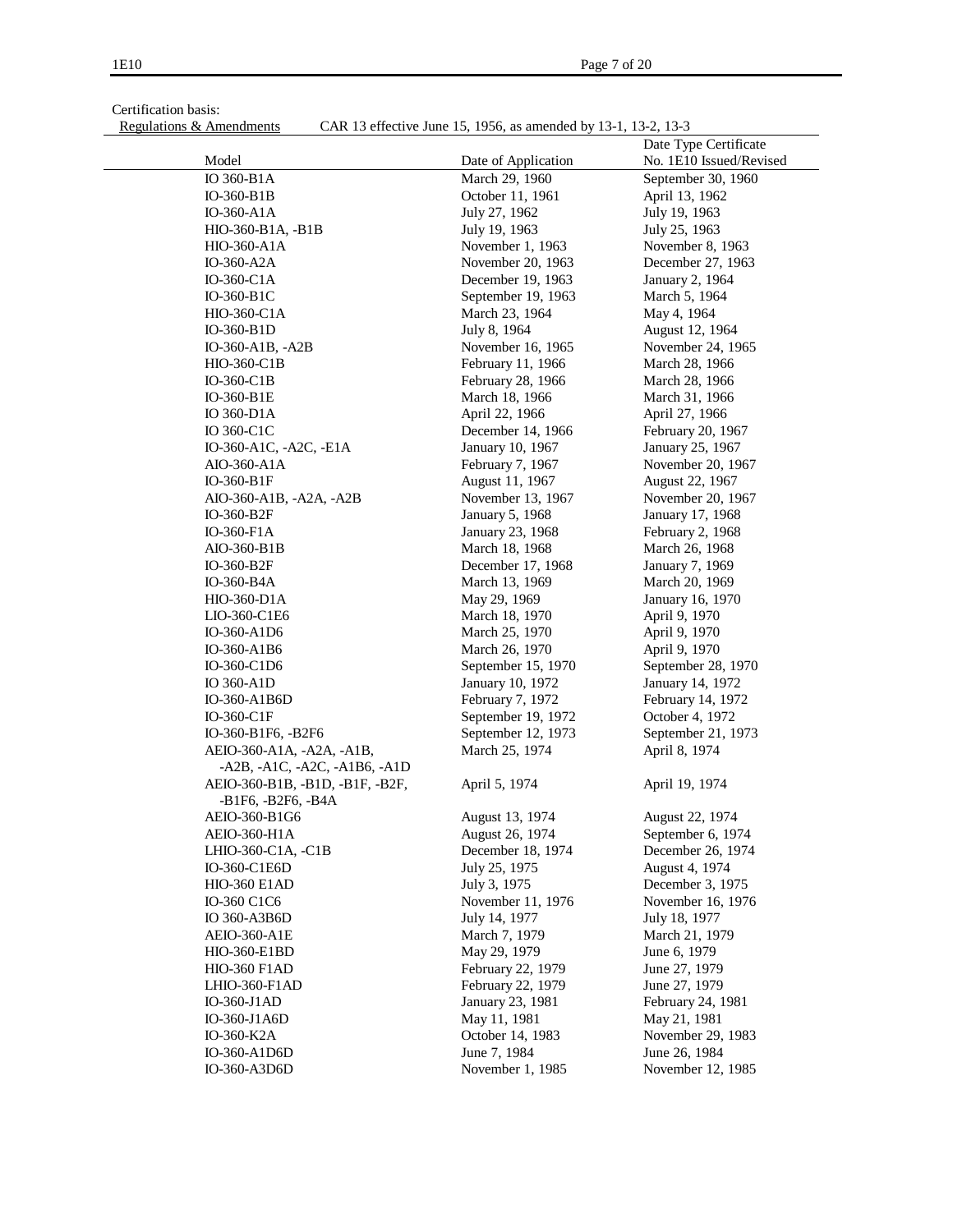Certification basis:

Regulations & Amendments — CAR 13 effective June 15, 1956, as amended by 13-1, 13-2, 13-3

| Model | Date of Application | Date Type Certificate No. 1E10 Issued/Revised |
|---|---|---|
| IO 360-B1A | March 29, 1960 | September 30, 1960 |
| IO-360-B1B | October 11, 1961 | April 13, 1962 |
| IO-360-A1A | July 27, 1962 | July 19, 1963 |
| HIO-360-B1A, -B1B | July 19, 1963 | July 25, 1963 |
| HIO-360-A1A | November 1, 1963 | November 8, 1963 |
| IO-360-A2A | November 20, 1963 | December 27, 1963 |
| IO-360-C1A | December 19, 1963 | January 2, 1964 |
| IO-360-B1C | September 19, 1963 | March 5, 1964 |
| HIO-360-C1A | March 23, 1964 | May 4, 1964 |
| IO-360-B1D | July 8, 1964 | August 12, 1964 |
| IO-360-A1B, -A2B | November 16, 1965 | November 24, 1965 |
| HIO-360-C1B | February 11, 1966 | March 28, 1966 |
| IO-360-C1B | February 28, 1966 | March 28, 1966 |
| IO-360-B1E | March 18, 1966 | March 31, 1966 |
| IO 360-D1A | April 22, 1966 | April 27, 1966 |
| IO 360-C1C | December 14, 1966 | February 20, 1967 |
| IO-360-A1C, -A2C, -E1A | January 10, 1967 | January 25, 1967 |
| AIO-360-A1A | February 7, 1967 | November 20, 1967 |
| IO-360-B1F | August 11, 1967 | August 22, 1967 |
| AIO-360-A1B, -A2A, -A2B | November 13, 1967 | November 20, 1967 |
| IO-360-B2F | January 5, 1968 | January 17, 1968 |
| IO-360-F1A | January 23, 1968 | February 2, 1968 |
| AIO-360-B1B | March 18, 1968 | March 26, 1968 |
| IO-360-B2F | December 17, 1968 | January 7, 1969 |
| IO-360-B4A | March 13, 1969 | March 20, 1969 |
| HIO-360-D1A | May 29, 1969 | January 16, 1970 |
| LIO-360-C1E6 | March 18, 1970 | April 9, 1970 |
| IO-360-A1D6 | March 25, 1970 | April 9, 1970 |
| IO-360-A1B6 | March 26, 1970 | April 9, 1970 |
| IO-360-C1D6 | September 15, 1970 | September 28, 1970 |
| IO 360-A1D | January 10, 1972 | January 14, 1972 |
| IO-360-A1B6D | February 7, 1972 | February 14, 1972 |
| IO-360-C1F | September 19, 1972 | October 4, 1972 |
| IO-360-B1F6, -B2F6 | September 12, 1973 | September 21, 1973 |
| AEIO-360-A1A, -A2A, -A1B, -A2B, -A1C, -A2C, -A1B6, -A1D | March 25, 1974 | April 8, 1974 |
| AEIO-360-B1B, -B1D, -B1F, -B2F, -B1F6, -B2F6, -B4A | April 5, 1974 | April 19, 1974 |
| AEIO-360-B1G6 | August 13, 1974 | August 22, 1974 |
| AEIO-360-H1A | August 26, 1974 | September 6, 1974 |
| LHIO-360-C1A, -C1B | December 18, 1974 | December 26, 1974 |
| IO-360-C1E6D | July 25, 1975 | August 4, 1974 |
| HIO-360 E1AD | July 3, 1975 | December 3, 1975 |
| IO-360 C1C6 | November 11, 1976 | November 16, 1976 |
| IO 360-A3B6D | July 14, 1977 | July 18, 1977 |
| AEIO-360-A1E | March 7, 1979 | March 21, 1979 |
| HIO-360-E1BD | May 29, 1979 | June 6, 1979 |
| HIO-360 F1AD | February 22, 1979 | June 27, 1979 |
| LHIO-360-F1AD | February 22, 1979 | June 27, 1979 |
| IO-360-J1AD | January 23, 1981 | February 24, 1981 |
| IO-360-J1A6D | May 11, 1981 | May 21, 1981 |
| IO-360-K2A | October 14, 1983 | November 29, 1983 |
| IO-360-A1D6D | June 7, 1984 | June 26, 1984 |
| IO-360-A3D6D | November 1, 1985 | November 12, 1985 |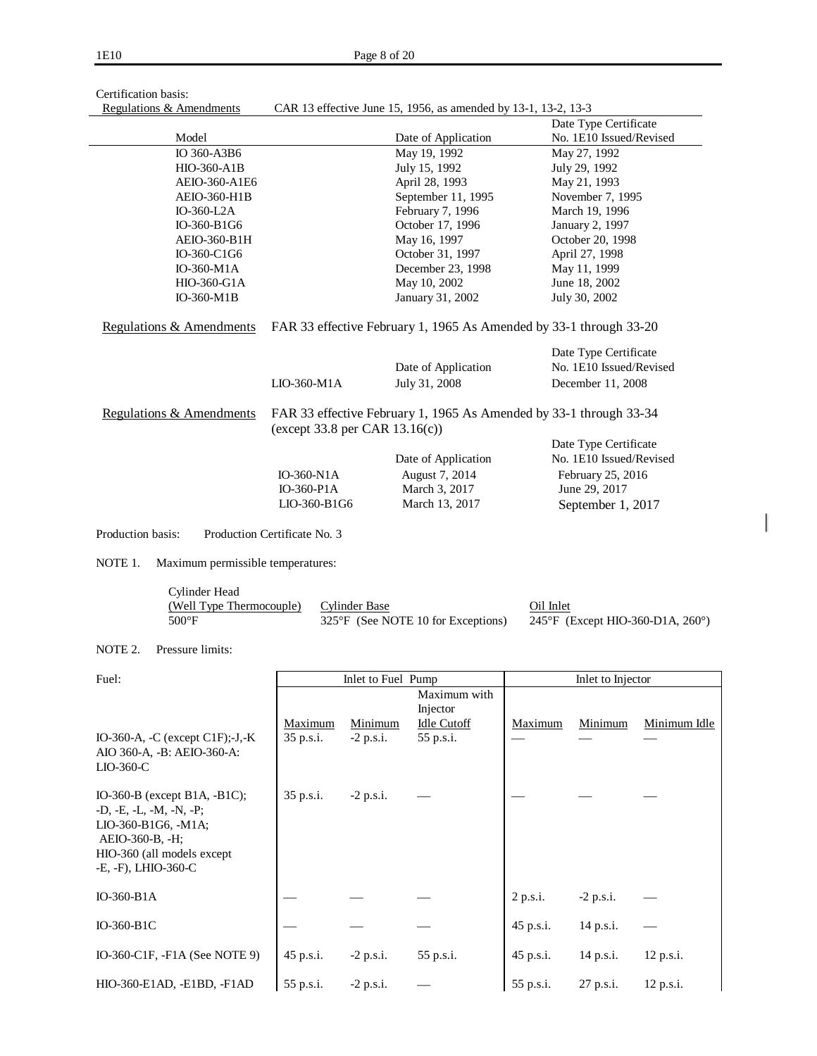Certification basis:

Regulations & Amendments — CAR 13 effective June 15, 1956, as amended by 13-1, 13-2, 13-3

| Model | Date of Application | Date Type Certificate No. 1E10 Issued/Revised |
|---|---|---|
| IO 360-A3B6 | May 19, 1992 | May 27, 1992 |
| HIO-360-A1B | July 15, 1992 | July 29, 1992 |
| AEIO-360-A1E6 | April 28, 1993 | May 21, 1993 |
| AEIO-360-H1B | September 11, 1995 | November 7, 1995 |
| IO-360-L2A | February 7, 1996 | March 19, 1996 |
| IO-360-B1G6 | October 17, 1996 | January 2, 1997 |
| AEIO-360-B1H | May 16, 1997 | October 20, 1998 |
| IO-360-C1G6 | October 31, 1997 | April 27, 1998 |
| IO-360-M1A | December 23, 1998 | May 11, 1999 |
| HIO-360-G1A | May 10, 2002 | June 18, 2002 |
| IO-360-M1B | January 31, 2002 | July 30, 2002 |

Regulations & Amendments — FAR 33 effective February 1, 1965 As Amended by 33-1 through 33-20

| Model | Date of Application | Date Type Certificate No. 1E10 Issued/Revised |
|---|---|---|
| LIO-360-M1A | July 31, 2008 | December 11, 2008 |

Regulations & Amendments — FAR 33 effective February 1, 1965 As Amended by 33-1 through 33-34 (except 33.8 per CAR 13.16(c))

| Model | Date of Application | Date Type Certificate No. 1E10 Issued/Revised |
|---|---|---|
| IO-360-N1A | August 7, 2014 | February 25, 2016 |
| IO-360-P1A | March 3, 2017 | June 29, 2017 |
| LIO-360-B1G6 | March 13, 2017 | September 1, 2017 |

Production basis: Production Certificate No. 3

NOTE 1. Maximum permissible temperatures:

| Cylinder Head (Well Type Thermocouple) | Cylinder Base | Oil Inlet |
|---|---|---|
| 500°F | 325°F (See NOTE 10 for Exceptions) | 245°F (Except HIO-360-D1A, 260°) |

NOTE 2. Pressure limits:

| Fuel: | Inlet to Fuel Pump | | | Inlet to Injector | | |
|---|---|---|---|---|---|---|
| | Maximum | Minimum | Maximum with Injector Idle Cutoff | Maximum | Minimum | Minimum Idle |
| IO-360-A, -C (except C1F);-J,-K AIO 360-A, -B: AEIO-360-A: LIO-360-C | 35 p.s.i. | -2 p.s.i. | 55 p.s.i. | — | — | — |
| IO-360-B (except B1A, -B1C); -D, -E, -L, -M, -N, -P; LIO-360-B1G6, -M1A; AEIO-360-B, -H; HIO-360 (all models except -E, -F), LHIO-360-C | 35 p.s.i. | -2 p.s.i. | — | — | — | — |
| IO-360-B1A | — | — | — | 2 p.s.i. | -2 p.s.i. | — |
| IO-360-B1C | — | — | — | 45 p.s.i. | 14 p.s.i. | — |
| IO-360-C1F, -F1A (See NOTE 9) | 45 p.s.i. | -2 p.s.i. | 55 p.s.i. | 45 p.s.i. | 14 p.s.i. | 12 p.s.i. |
| HIO-360-E1AD, -E1BD, -F1AD | 55 p.s.i. | -2 p.s.i. | — | 55 p.s.i. | 27 p.s.i. | 12 p.s.i. |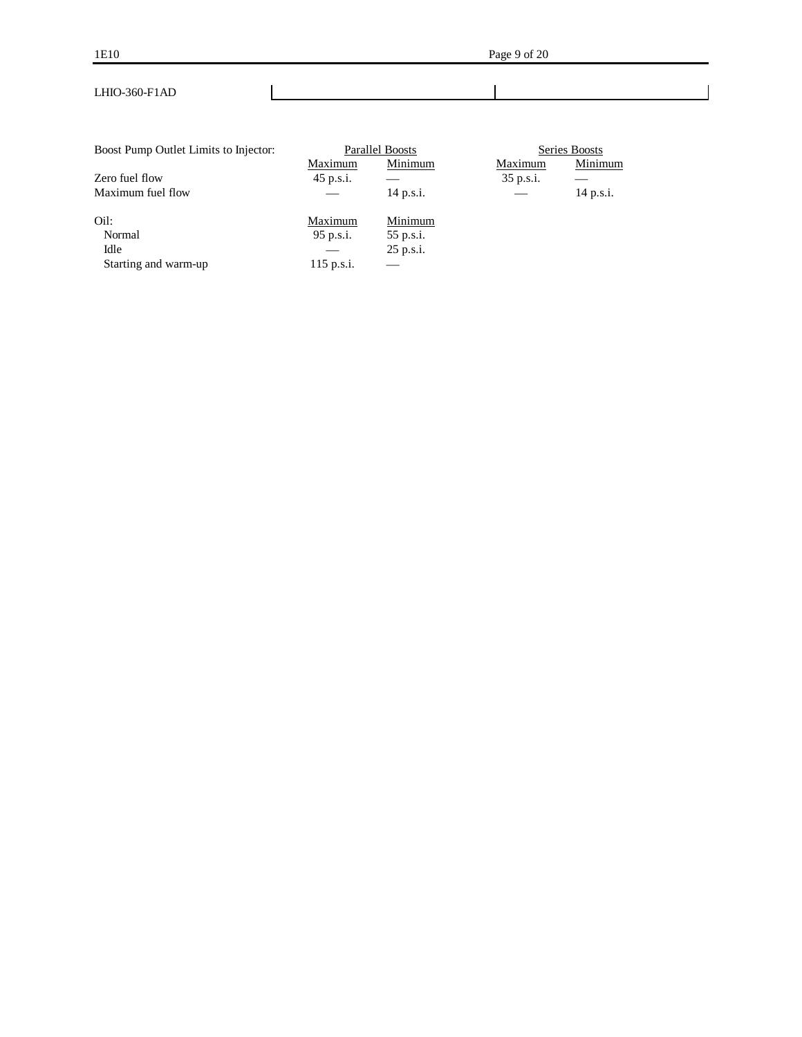LHIO-360-F1AD

| Boost Pump Outlet Limits to Injector: | Parallel Boosts | | Series Boosts | |
|---|---|---|---|---|
| | Maximum | Minimum | Maximum | Minimum |
| Zero fuel flow | 45 p.s.i. | — | 35 p.s.i. | — |
| Maximum fuel flow | — | 14 p.s.i. | — | 14 p.s.i. |

| Oil: | Maximum | Minimum |
|---|---|---|
| Normal | 95 p.s.i. | 55 p.s.i. |
| Idle | — | 25 p.s.i. |
| Starting and warm-up | 115 p.s.i. | — |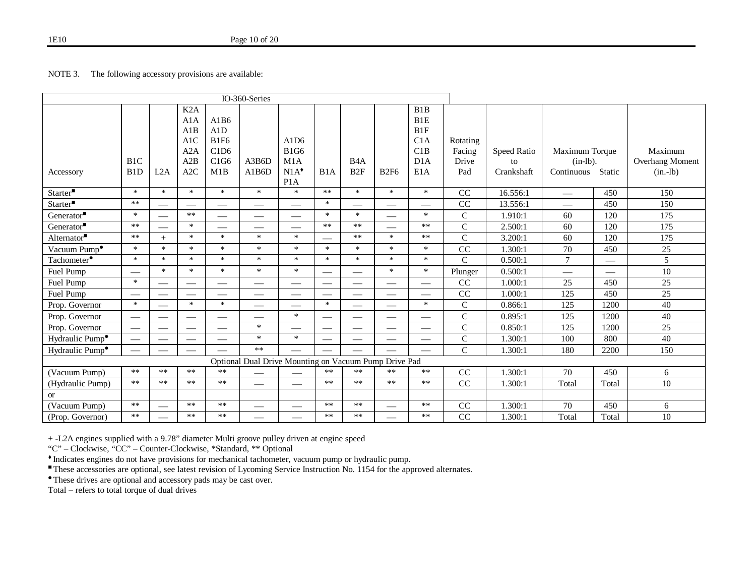NOTE 3. The following accessory provisions are available:

| IO-360-Series | | | | | | | | | | | | | | | |
|---|---|---|---|---|---|---|---|---|---|---|---|---|---|---|---|
| Accessory | B1C B1D | L2A | K2A A1A A1B A1C A2A A2B A2C | A1B6 A1D B1F6 C1D6 C1G6 M1B | A3B6D A1B6D | A1D6 B1G6 M1A N1A♦ P1A | B1A | B4A B2F | B2F6 | B1B B1E B1F C1A C1B D1A E1A | Rotating Facing Drive Pad | Speed Ratio to Crankshaft | Maximum Torque (in-lb). Continuous | Static | Maximum Overhang Moment (in.-lb) |
| Starter■ | * | * | * | * | * | * | ** | * | * | * | CC | 16.556:1 | — | 450 | 150 |
| Starter■ | ** | — | — | — | — | — | * | — | — | — | CC | 13.556:1 | — | 450 | 150 |
| Generator■ | * | — | ** | — | — | — | * | * | — | * | C | 1.910:1 | 60 | 120 | 175 |
| Generator■ | ** | — | * | — | — | — | ** | ** | — | ** | C | 2.500:1 | 60 | 120 | 175 |
| Alternator■ | ** | + | * | * | * | * | — | ** | * | ** | C | 3.200:1 | 60 | 120 | 175 |
| Vacuum Pump● | * | * | * | * | * | * | * | * | * | * | CC | 1.300:1 | 70 | 450 | 25 |
| Tachometer● | * | * | * | * | * | * | * | * | * | * | C | 0.500:1 | 7 | — | 5 |
| Fuel Pump | — | * | * | * | * | * | — | — | * | * | Plunger | 0.500:1 | — | — | 10 |
| Fuel Pump | * | — | — | — | — | — | — | — | — | — | CC | 1.000:1 | 25 | 450 | 25 |
| Fuel Pump | — | — | — | — | — | — | — | — | — | — | CC | 1.000:1 | 125 | 450 | 25 |
| Prop. Governor | * | — | * | * | — | — | * | — | — | * | C | 0.866:1 | 125 | 1200 | 40 |
| Prop. Governor | — | — | — | — | — | * | — | — | — | — | C | 0.895:1 | 125 | 1200 | 40 |
| Prop. Governor | — | — | — | — | * | — | — | — | — | — | C | 0.850:1 | 125 | 1200 | 25 |
| Hydraulic Pump● | — | — | — | — | * | * | — | — | — | — | C | 1.300:1 | 100 | 800 | 40 |
| Hydraulic Pump● | — | — | — | — | ** | — | — | — | — | — | C | 1.300:1 | 180 | 2200 | 150 |
| Optional Dual Drive Mounting on Vacuum Pump Drive Pad | | | | | | | | | | | | | | | |
| (Vacuum Pump) | ** | ** | ** | ** | — | — | ** | ** | ** | ** | CC | 1.300:1 | 70 | 450 | 6 |
| (Hydraulic Pump) | ** | ** | ** | ** | — | — | ** | ** | ** | ** | CC | 1.300:1 | Total | Total | 10 |
| or | | | | | | | | | | | | | | | |
| (Vacuum Pump) | ** | — | ** | ** | — | — | ** | ** | — | ** | CC | 1.300:1 | 70 | 450 | 6 |
| (Prop. Governor) | ** | — | ** | ** | — | — | ** | ** | — | ** | CC | 1.300:1 | Total | Total | 10 |

+ -L2A engines supplied with a 9.78" diameter Multi groove pulley driven at engine speed

"C" – Clockwise, "CC" – Counter-Clockwise, *Standard, ** Optional

♦ Indicates engines do not have provisions for mechanical tachometer, vacuum pump or hydraulic pump.

■ These accessories are optional, see latest revision of Lycoming Service Instruction No. 1154 for the approved alternates.

● These drives are optional and accessory pads may be cast over.

Total – refers to total torque of dual drives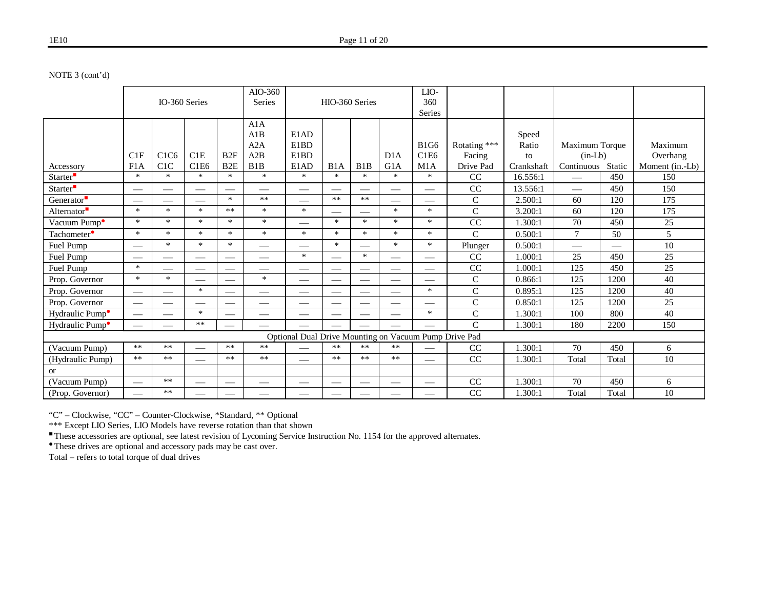NOTE 3 (cont'd)

| | IO-360 Series | | | | AIO-360 Series | HIO-360 Series | | | | LIO-360 Series | | | | | |
|---|---|---|---|---|---|---|---|---|---|---|---|---|---|---|---|
| Accessory | C1F F1A | C1C6 C1C | C1E C1E6 | B2F B2E | A1A A1B A2A A2B B1B | E1AD E1BD E1BD E1AD | B1A | B1B | D1A G1A | B1G6 C1E6 M1A | Rotating *** Facing Drive Pad | Speed Ratio to Crankshaft | Maximum Torque (in-Lb) Continuous | Static | Maximum Overhang Moment (in.-Lb) |
| Starter■ | * | * | * | * | * | * | * | * | * | * | CC | 16.556:1 | — | 450 | 150 |
| Starter■ | — | — | — | — | — | — | — | — | — | — | CC | 13.556:1 | — | 450 | 150 |
| Generator■ | — | — | — | * | ** | — | ** | ** | — | — | C | 2.500:1 | 60 | 120 | 175 |
| Alternator■ | * | * | * | ** | * | * | — | — | * | * | C | 3.200:1 | 60 | 120 | 175 |
| Vacuum Pump● | * | * | * | * | * | — | * | * | * | * | CC | 1.300:1 | 70 | 450 | 25 |
| Tachometer● | * | * | * | * | * | * | * | * | * | * | C | 0.500:1 | 7 | 50 | 5 |
| Fuel Pump | — | * | * | * | — | — | * | — | * | * | Plunger | 0.500:1 | — | — | 10 |
| Fuel Pump | — | — | — | — | — | * | — | * | — | — | CC | 1.000:1 | 25 | 450 | 25 |
| Fuel Pump | * | — | — | — | — | — | — | — | — | — | CC | 1.000:1 | 125 | 450 | 25 |
| Prop. Governor | * | * | — | — | * | — | — | — | — | — | C | 0.866:1 | 125 | 1200 | 40 |
| Prop. Governor | — | — | * | — | — | — | — | — | — | * | C | 0.895:1 | 125 | 1200 | 40 |
| Prop. Governor | — | — | — | — | — | — | — | — | — | — | C | 0.850:1 | 125 | 1200 | 25 |
| Hydraulic Pump● | — | — | * | — | — | — | — | — | — | * | C | 1.300:1 | 100 | 800 | 40 |
| Hydraulic Pump● | — | — | ** | — | — | — | — | — | — | — | C | 1.300:1 | 180 | 2200 | 150 |
| Optional Dual Drive Mounting on Vacuum Pump Drive Pad | | | | | | | | | | | | | | | |
| (Vacuum Pump) | ** | ** | — | ** | ** | — | ** | ** | ** | — | CC | 1.300:1 | 70 | 450 | 6 |
| (Hydraulic Pump) | ** | ** | — | ** | ** | — | ** | ** | ** | — | CC | 1.300:1 | Total | Total | 10 |
| or | | | | | | | | | | | | | | | |
| (Vacuum Pump) | — | ** | — | — | — | — | — | — | — | — | CC | 1.300:1 | 70 | 450 | 6 |
| (Prop. Governor) | — | ** | — | — | — | — | — | — | — | — | CC | 1.300:1 | Total | Total | 10 |

"C" – Clockwise, "CC" – Counter-Clockwise, *Standard, ** Optional

*** Except LIO Series, LIO Models have reverse rotation than that shown

■ These accessories are optional, see latest revision of Lycoming Service Instruction No. 1154 for the approved alternates.

● These drives are optional and accessory pads may be cast over.

Total – refers to total torque of dual drives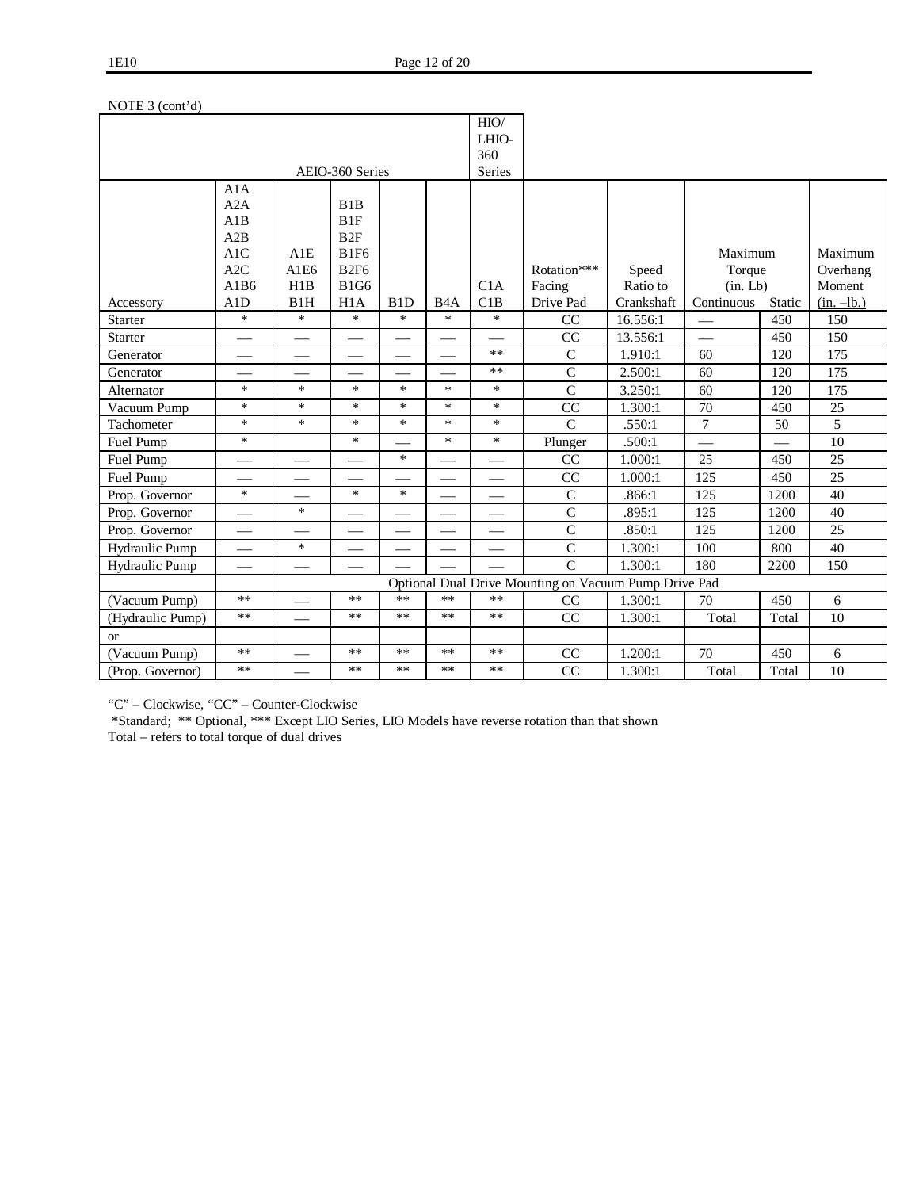NOTE 3 (cont'd)

| | AEIO-360 Series | | | | | HIO/ LHIO-360 Series | | | | | |
|---|---|---|---|---|---|---|---|---|---|---|---|
| Accessory | A1A A2A A1B A2B A1C A2C A1B6 A1D | A1E A1E6 H1B B1H | B1B B1F B2F B1F6 B2F6 B1G6 H1A | B1D | B4A | C1A C1B | Rotation*** Facing Drive Pad | Speed Ratio to Crankshaft | Maximum Torque (in. Lb) Continuous | Static | Maximum Overhang Moment (in. –lb.) |
| Starter | * | * | * | * | * | * | CC | 16.556:1 | — | 450 | 150 |
| Starter | — | — | — | — | — | — | CC | 13.556:1 | — | 450 | 150 |
| Generator | — | — | — | — | — | ** | C | 1.910:1 | 60 | 120 | 175 |
| Generator | — | — | — | — | — | ** | C | 2.500:1 | 60 | 120 | 175 |
| Alternator | * | * | * | * | * | * | C | 3.250:1 | 60 | 120 | 175 |
| Vacuum Pump | * | * | * | * | * | * | CC | 1.300:1 | 70 | 450 | 25 |
| Tachometer | * | * | * | * | * | * | C | .550:1 | 7 | 50 | 5 |
| Fuel Pump | * | | * | — | * | * | Plunger | .500:1 | — | — | 10 |
| Fuel Pump | — | — | — | * | — | — | CC | 1.000:1 | 25 | 450 | 25 |
| Fuel Pump | — | — | — | — | — | — | CC | 1.000:1 | 125 | 450 | 25 |
| Prop. Governor | * | — | * | * | — | — | C | .866:1 | 125 | 1200 | 40 |
| Prop. Governor | — | * | — | — | — | — | C | .895:1 | 125 | 1200 | 40 |
| Prop. Governor | — | — | — | — | — | — | C | .850:1 | 125 | 1200 | 25 |
| Hydraulic Pump | — | * | — | — | — | — | C | 1.300:1 | 100 | 800 | 40 |
| Hydraulic Pump | — | — | — | — | — | — | C | 1.300:1 | 180 | 2200 | 150 |
| | | Optional Dual Drive Mounting on Vacuum Pump Drive Pad | | | | | | | | | |
| (Vacuum Pump) | ** | — | ** | ** | ** | ** | CC | 1.300:1 | 70 | 450 | 6 |
| (Hydraulic Pump) | ** | — | ** | ** | ** | ** | CC | 1.300:1 | Total | Total | 10 |
| or | | | | | | | | | | | |
| (Vacuum Pump) | ** | — | ** | ** | ** | ** | CC | 1.200:1 | 70 | 450 | 6 |
| (Prop. Governor) | ** | — | ** | ** | ** | ** | CC | 1.300:1 | Total | Total | 10 |

"C" – Clockwise, "CC" – Counter-Clockwise

*Standard; ** Optional, *** Except LIO Series, LIO Models have reverse rotation than that shown

Total – refers to total torque of dual drives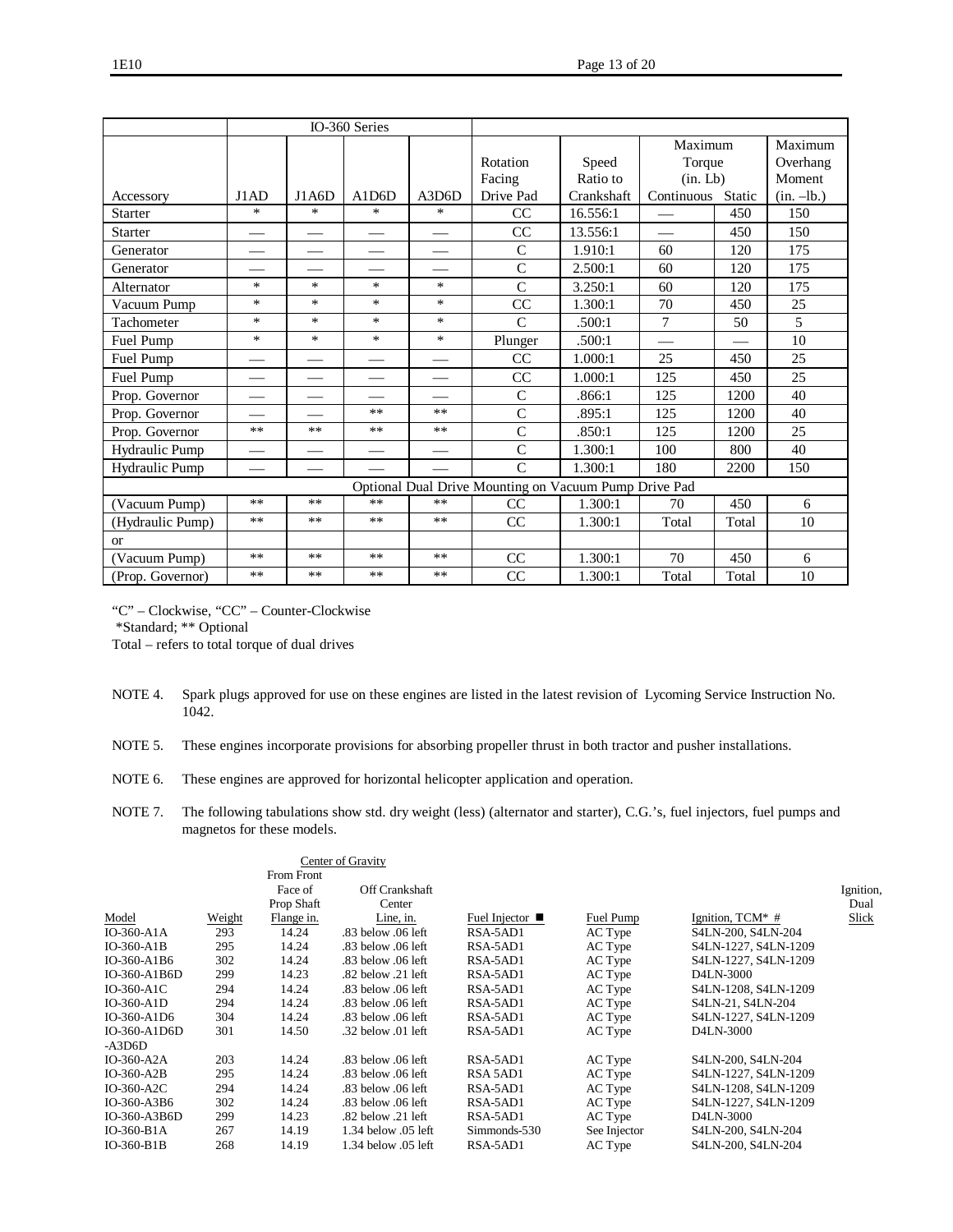| | IO-360 Series | | | | | | | | | |
|---|---|---|---|---|---|---|---|---|---|
| Accessory | J1AD | J1A6D | A1D6D | A3D6D | Rotation Facing Drive Pad | Speed Ratio to Crankshaft | Maximum Torque (in. Lb) Continuous | Static | Maximum Overhang Moment (in. –lb.) |
| Starter | * | * | * | * | CC | 16.556:1 | — | 450 | 150 |
| Starter | — | — | — | — | CC | 13.556:1 | — | 450 | 150 |
| Generator | — | — | — | — | C | 1.910:1 | 60 | 120 | 175 |
| Generator | — | — | — | — | C | 2.500:1 | 60 | 120 | 175 |
| Alternator | * | * | * | * | C | 3.250:1 | 60 | 120 | 175 |
| Vacuum Pump | * | * | * | * | CC | 1.300:1 | 70 | 450 | 25 |
| Tachometer | * | * | * | * | C | .500:1 | 7 | 50 | 5 |
| Fuel Pump | * | * | * | * | Plunger | .500:1 | — | — | 10 |
| Fuel Pump | — | — | — | — | CC | 1.000:1 | 25 | 450 | 25 |
| Fuel Pump | — | — | — | — | CC | 1.000:1 | 125 | 450 | 25 |
| Prop. Governor | — | — | — | — | C | .866:1 | 125 | 1200 | 40 |
| Prop. Governor | — | — | ** | ** | C | .895:1 | 125 | 1200 | 40 |
| Prop. Governor | ** | ** | ** | ** | C | .850:1 | 125 | 1200 | 25 |
| Hydraulic Pump | — | — | — | — | C | 1.300:1 | 100 | 800 | 40 |
| Hydraulic Pump | — | — | — | — | C | 1.300:1 | 180 | 2200 | 150 |
| Optional Dual Drive Mounting on Vacuum Pump Drive Pad | | | | | | | | | |
| (Vacuum Pump) | ** | ** | ** | ** | CC | 1.300:1 | 70 | 450 | 6 |
| (Hydraulic Pump) | ** | ** | ** | ** | CC | 1.300:1 | Total | Total | 10 |
| or | | | | | | | | | |
| (Vacuum Pump) | ** | ** | ** | ** | CC | 1.300:1 | 70 | 450 | 6 |
| (Prop. Governor) | ** | ** | ** | ** | CC | 1.300:1 | Total | Total | 10 |

"C" – Clockwise, "CC" – Counter-Clockwise

*Standard; ** Optional

Total – refers to total torque of dual drives

NOTE 4. Spark plugs approved for use on these engines are listed in the latest revision of Lycoming Service Instruction No. 1042.

NOTE 5. These engines incorporate provisions for absorbing propeller thrust in both tractor and pusher installations.

NOTE 6. These engines are approved for horizontal helicopter application and operation.

NOTE 7. The following tabulations show std. dry weight (less) (alternator and starter), C.G.'s, fuel injectors, fuel pumps and magnetos for these models.

| Model | Weight | Center of Gravity From Front Face of Prop Shaft Flange in. | Off Crankshaft Center Line, in. | Fuel Injector ■ | Fuel Pump | Ignition, TCM* # | Ignition, Dual Slick |
|---|---|---|---|---|---|---|---|
| IO-360-A1A | 293 | 14.24 | .83 below .06 left | RSA-5AD1 | AC Type | S4LN-200, S4LN-204 | |
| IO-360-A1B | 295 | 14.24 | .83 below .06 left | RSA-5AD1 | AC Type | S4LN-1227, S4LN-1209 | |
| IO-360-A1B6 | 302 | 14.24 | .83 below .06 left | RSA-5AD1 | AC Type | S4LN-1227, S4LN-1209 | |
| IO-360-A1B6D | 299 | 14.23 | .82 below .21 left | RSA-5AD1 | AC Type | D4LN-3000 | |
| IO-360-A1C | 294 | 14.24 | .83 below .06 left | RSA-5AD1 | AC Type | S4LN-1208, S4LN-1209 | |
| IO-360-A1D | 294 | 14.24 | .83 below .06 left | RSA-5AD1 | AC Type | S4LN-21, S4LN-204 | |
| IO-360-A1D6 | 304 | 14.24 | .83 below .06 left | RSA-5AD1 | AC Type | S4LN-1227, S4LN-1209 | |
| IO-360-A1D6D -A3D6D | 301 | 14.50 | .32 below .01 left | RSA-5AD1 | AC Type | D4LN-3000 | |
| IO-360-A2A | 203 | 14.24 | .83 below .06 left | RSA-5AD1 | AC Type | S4LN-200, S4LN-204 | |
| IO-360-A2B | 295 | 14.24 | .83 below .06 left | RSA 5AD1 | AC Type | S4LN-1227, S4LN-1209 | |
| IO-360-A2C | 294 | 14.24 | .83 below .06 left | RSA-5AD1 | AC Type | S4LN-1208, S4LN-1209 | |
| IO-360-A3B6 | 302 | 14.24 | .83 below .06 left | RSA-5AD1 | AC Type | S4LN-1227, S4LN-1209 | |
| IO-360-A3B6D | 299 | 14.23 | .82 below .21 left | RSA-5AD1 | AC Type | D4LN-3000 | |
| IO-360-B1A | 267 | 14.19 | 1.34 below .05 left | Simmonds-530 | See Injector | S4LN-200, S4LN-204 | |
| IO-360-B1B | 268 | 14.19 | 1.34 below .05 left | RSA-5AD1 | AC Type | S4LN-200, S4LN-204 | |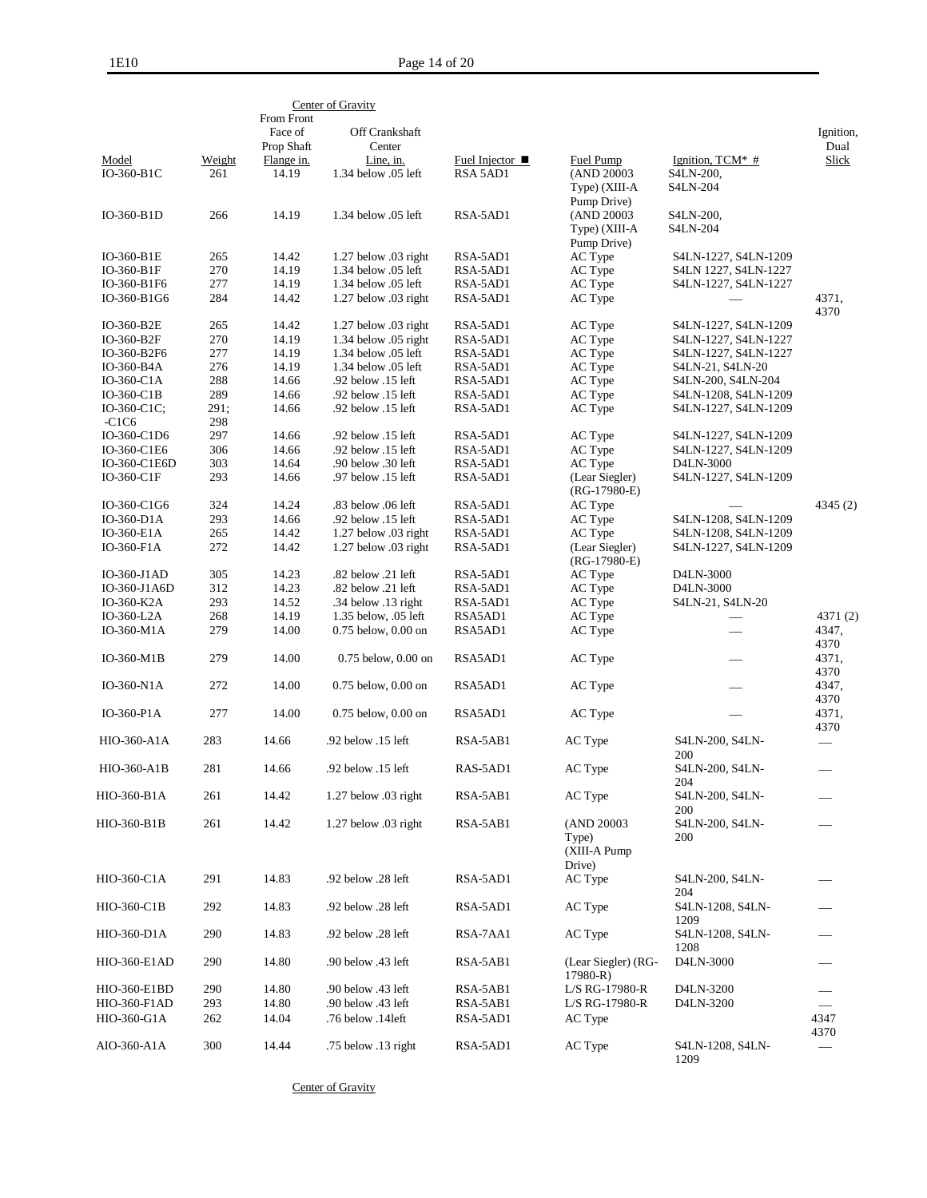| Model | Weight | Center of Gravity From Front Face of Prop Shaft Flange in. | Center of Gravity Off Crankshaft Center Line, in. | Fuel Injector ■ | Fuel Pump | Ignition, TCM* # | Ignition, Dual Slick |
|---|---|---|---|---|---|---|---|
| IO-360-B1C | 261 | 14.19 | 1.34 below .05 left | RSA 5AD1 | (AND 20003 Type) (XIII-A Pump Drive) | S4LN-200, S4LN-204 | |
| IO-360-B1D | 266 | 14.19 | 1.34 below .05 left | RSA-5AD1 | (AND 20003 Type) (XIII-A Pump Drive) | S4LN-200, S4LN-204 | |
| IO-360-B1E | 265 | 14.42 | 1.27 below .03 right | RSA-5AD1 | AC Type | S4LN-1227, S4LN-1209 | |
| IO-360-B1F | 270 | 14.19 | 1.34 below .05 left | RSA-5AD1 | AC Type | S4LN 1227, S4LN-1227 | |
| IO-360-B1F6 | 277 | 14.19 | 1.34 below .05 left | RSA-5AD1 | AC Type | S4LN-1227, S4LN-1227 | |
| IO-360-B1G6 | 284 | 14.42 | 1.27 below .03 right | RSA-5AD1 | AC Type | — | 4371, 4370 |
| IO-360-B2E | 265 | 14.42 | 1.27 below .03 right | RSA-5AD1 | AC Type | S4LN-1227, S4LN-1209 | |
| IO-360-B2F | 270 | 14.19 | 1.34 below .05 right | RSA-5AD1 | AC Type | S4LN-1227, S4LN-1227 | |
| IO-360-B2F6 | 277 | 14.19 | 1.34 below .05 left | RSA-5AD1 | AC Type | S4LN-1227, S4LN-1227 | |
| IO-360-B4A | 276 | 14.19 | 1.34 below .05 left | RSA-5AD1 | AC Type | S4LN-21, S4LN-20 | |
| IO-360-C1A | 288 | 14.66 | .92 below .15 left | RSA-5AD1 | AC Type | S4LN-200, S4LN-204 | |
| IO-360-C1B | 289 | 14.66 | .92 below .15 left | RSA-5AD1 | AC Type | S4LN-1208, S4LN-1209 | |
| IO-360-C1C; -C1C6 | 291; 298 | 14.66 | .92 below .15 left | RSA-5AD1 | AC Type | S4LN-1227, S4LN-1209 | |
| IO-360-C1D6 | 297 | 14.66 | .92 below .15 left | RSA-5AD1 | AC Type | S4LN-1227, S4LN-1209 | |
| IO-360-C1E6 | 306 | 14.66 | .92 below .15 left | RSA-5AD1 | AC Type | S4LN-1227, S4LN-1209 | |
| IO-360-C1E6D | 303 | 14.64 | .90 below .30 left | RSA-5AD1 | AC Type | D4LN-3000 | |
| IO-360-C1F | 293 | 14.66 | .97 below .15 left | RSA-5AD1 | (Lear Siegler) (RG-17980-E) | S4LN-1227, S4LN-1209 | |
| IO-360-C1G6 | 324 | 14.24 | .83 below .06 left | RSA-5AD1 | AC Type | — | 4345 (2) |
| IO-360-D1A | 293 | 14.66 | .92 below .15 left | RSA-5AD1 | AC Type | S4LN-1208, S4LN-1209 | |
| IO-360-E1A | 265 | 14.42 | 1.27 below .03 right | RSA-5AD1 | AC Type | S4LN-1208, S4LN-1209 | |
| IO-360-F1A | 272 | 14.42 | 1.27 below .03 right | RSA-5AD1 | (Lear Siegler) (RG-17980-E) | S4LN-1227, S4LN-1209 | |
| IO-360-J1AD | 305 | 14.23 | .82 below .21 left | RSA-5AD1 | AC Type | D4LN-3000 | |
| IO-360-J1A6D | 312 | 14.23 | .82 below .21 left | RSA-5AD1 | AC Type | D4LN-3000 | |
| IO-360-K2A | 293 | 14.52 | .34 below .13 right | RSA-5AD1 | AC Type | S4LN-21, S4LN-20 | |
| IO-360-L2A | 268 | 14.19 | 1.35 below, .05 left | RSA5AD1 | AC Type | — | 4371 (2) |
| IO-360-M1A | 279 | 14.00 | 0.75 below, 0.00 on | RSA5AD1 | AC Type | — | 4347, 4370 |
| IO-360-M1B | 279 | 14.00 | 0.75 below, 0.00 on | RSA5AD1 | AC Type | — | 4371, 4370 |
| IO-360-N1A | 272 | 14.00 | 0.75 below, 0.00 on | RSA5AD1 | AC Type | — | 4347, 4370 |
| IO-360-P1A | 277 | 14.00 | 0.75 below, 0.00 on | RSA5AD1 | AC Type | — | 4371, 4370 |
| HIO-360-A1A | 283 | 14.66 | .92 below .15 left | RSA-5AB1 | AC Type | S4LN-200, S4LN-200 | — |
| HIO-360-A1B | 281 | 14.66 | .92 below .15 left | RAS-5AD1 | AC Type | S4LN-200, S4LN-204 | — |
| HIO-360-B1A | 261 | 14.42 | 1.27 below .03 right | RSA-5AB1 | AC Type | S4LN-200, S4LN-200 | — |
| HIO-360-B1B | 261 | 14.42 | 1.27 below .03 right | RSA-5AB1 | (AND 20003 Type) (XIII-A Pump Drive) | S4LN-200, S4LN-200 | — |
| HIO-360-C1A | 291 | 14.83 | .92 below .28 left | RSA-5AD1 | AC Type | S4LN-200, S4LN-204 | — |
| HIO-360-C1B | 292 | 14.83 | .92 below .28 left | RSA-5AD1 | AC Type | S4LN-1208, S4LN-1209 | — |
| HIO-360-D1A | 290 | 14.83 | .92 below .28 left | RSA-7AA1 | AC Type | S4LN-1208, S4LN-1208 | — |
| HIO-360-E1AD | 290 | 14.80 | .90 below .43 left | RSA-5AB1 | (Lear Siegler) (RG-17980-R) | D4LN-3000 | — |
| HIO-360-E1BD | 290 | 14.80 | .90 below .43 left | RSA-5AB1 | L/S RG-17980-R | D4LN-3200 | — |
| HIO-360-F1AD | 293 | 14.80 | .90 below .43 left | RSA-5AB1 | L/S RG-17980-R | D4LN-3200 | — |
| HIO-360-G1A | 262 | 14.04 | .76 below .14left | RSA-5AD1 | AC Type | | 4347 4370 |
| AIO-360-A1A | 300 | 14.44 | .75 below .13 right | RSA-5AD1 | AC Type | S4LN-1208, S4LN-1209 | — |

Center of Gravity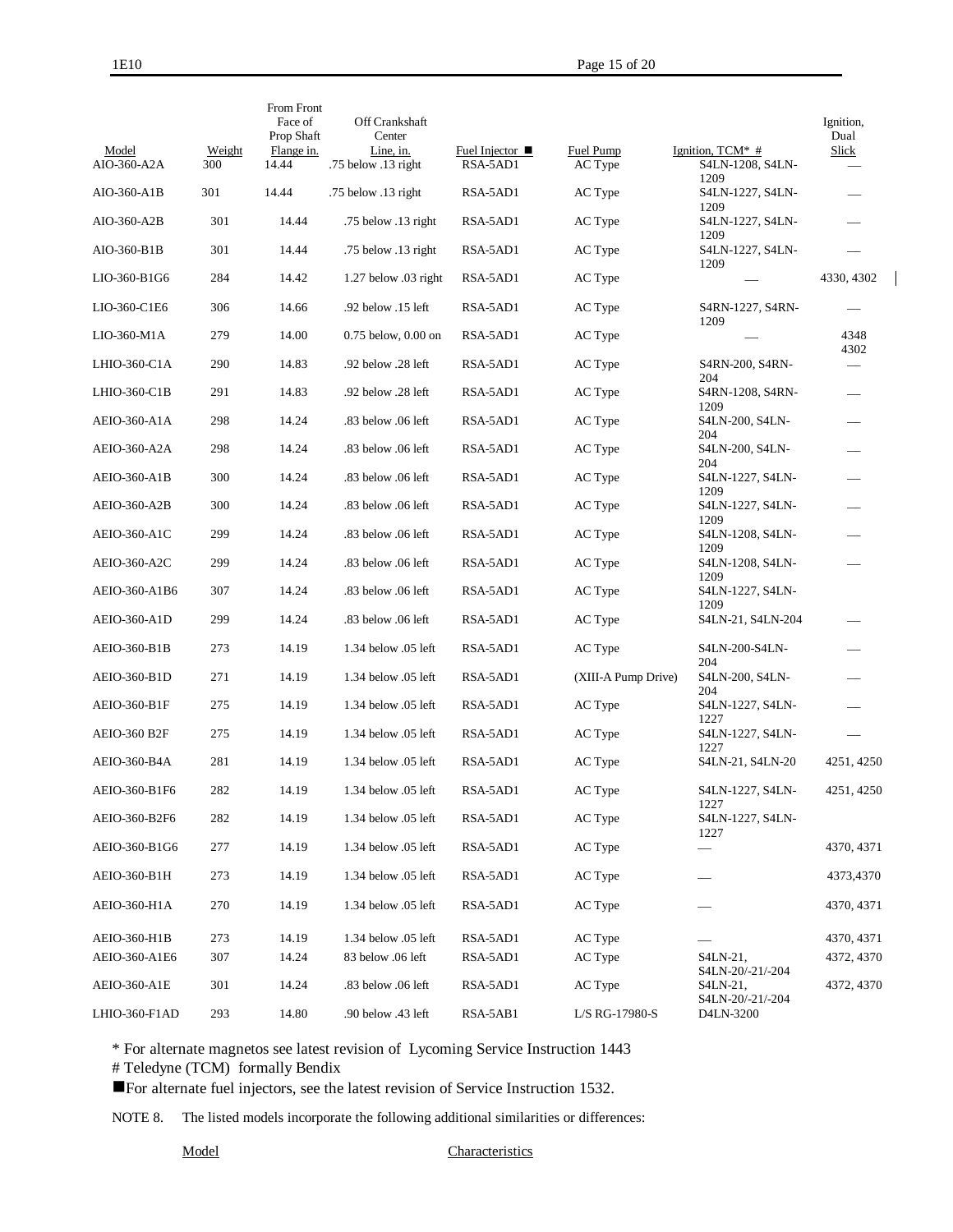| Model | Weight | From Front Face of Prop Shaft Flange in. | Off Crankshaft Center Line, in. | Fuel Injector ■ | Fuel Pump | Ignition, TCM* # | Ignition, Dual Slick |
|---|---|---|---|---|---|---|---|
| AIO-360-A2A | 300 | 14.44 | .75 below .13 right | RSA-5AD1 | AC Type | S4LN-1208, S4LN-1209 | — |
| AIO-360-A1B | 301 | 14.44 | .75 below .13 right | RSA-5AD1 | AC Type | S4LN-1227, S4LN-1209 | — |
| AIO-360-A2B | 301 | 14.44 | .75 below .13 right | RSA-5AD1 | AC Type | S4LN-1227, S4LN-1209 | — |
| AIO-360-B1B | 301 | 14.44 | .75 below .13 right | RSA-5AD1 | AC Type | S4LN-1227, S4LN-1209 | — |
| LIO-360-B1G6 | 284 | 14.42 | 1.27 below .03 right | RSA-5AD1 | AC Type | — | 4330, 4302 |
| LIO-360-C1E6 | 306 | 14.66 | .92 below .15 left | RSA-5AD1 | AC Type | S4RN-1227, S4RN-1209 | — |
| LIO-360-M1A | 279 | 14.00 | 0.75 below, 0.00 on | RSA-5AD1 | AC Type | — | 4348 4302 |
| LHIO-360-C1A | 290 | 14.83 | .92 below .28 left | RSA-5AD1 | AC Type | S4RN-200, S4RN-204 | — |
| LHIO-360-C1B | 291 | 14.83 | .92 below .28 left | RSA-5AD1 | AC Type | S4RN-1208, S4RN-1209 | — |
| AEIO-360-A1A | 298 | 14.24 | .83 below .06 left | RSA-5AD1 | AC Type | S4LN-200, S4LN-204 | — |
| AEIO-360-A2A | 298 | 14.24 | .83 below .06 left | RSA-5AD1 | AC Type | S4LN-200, S4LN-204 | — |
| AEIO-360-A1B | 300 | 14.24 | .83 below .06 left | RSA-5AD1 | AC Type | S4LN-1227, S4LN-1209 | — |
| AEIO-360-A2B | 300 | 14.24 | .83 below .06 left | RSA-5AD1 | AC Type | S4LN-1227, S4LN-1209 | — |
| AEIO-360-A1C | 299 | 14.24 | .83 below .06 left | RSA-5AD1 | AC Type | S4LN-1208, S4LN-1209 | — |
| AEIO-360-A2C | 299 | 14.24 | .83 below .06 left | RSA-5AD1 | AC Type | S4LN-1208, S4LN-1209 | — |
| AEIO-360-A1B6 | 307 | 14.24 | .83 below .06 left | RSA-5AD1 | AC Type | S4LN-1227, S4LN-1209 | |
| AEIO-360-A1D | 299 | 14.24 | .83 below .06 left | RSA-5AD1 | AC Type | S4LN-21, S4LN-204 | — |
| AEIO-360-B1B | 273 | 14.19 | 1.34 below .05 left | RSA-5AD1 | AC Type | S4LN-200-S4LN-204 | — |
| AEIO-360-B1D | 271 | 14.19 | 1.34 below .05 left | RSA-5AD1 | (XIII-A Pump Drive) | S4LN-200, S4LN-204 | — |
| AEIO-360-B1F | 275 | 14.19 | 1.34 below .05 left | RSA-5AD1 | AC Type | S4LN-1227, S4LN-1227 | — |
| AEIO-360 B2F | 275 | 14.19 | 1.34 below .05 left | RSA-5AD1 | AC Type | S4LN-1227, S4LN-1227 | — |
| AEIO-360-B4A | 281 | 14.19 | 1.34 below .05 left | RSA-5AD1 | AC Type | S4LN-21, S4LN-20 | 4251, 4250 |
| AEIO-360-B1F6 | 282 | 14.19 | 1.34 below .05 left | RSA-5AD1 | AC Type | S4LN-1227, S4LN-1227 | 4251, 4250 |
| AEIO-360-B2F6 | 282 | 14.19 | 1.34 below .05 left | RSA-5AD1 | AC Type | S4LN-1227, S4LN-1227 | |
| AEIO-360-B1G6 | 277 | 14.19 | 1.34 below .05 left | RSA-5AD1 | AC Type | — | 4370, 4371 |
| AEIO-360-B1H | 273 | 14.19 | 1.34 below .05 left | RSA-5AD1 | AC Type | — | 4373,4370 |
| AEIO-360-H1A | 270 | 14.19 | 1.34 below .05 left | RSA-5AD1 | AC Type | — | 4370, 4371 |
| AEIO-360-H1B | 273 | 14.19 | 1.34 below .05 left | RSA-5AD1 | AC Type | — | 4370, 4371 |
| AEIO-360-A1E6 | 307 | 14.24 | 83 below .06 left | RSA-5AD1 | AC Type | S4LN-21, S4LN-20/-21/-204 | 4372, 4370 |
| AEIO-360-A1E | 301 | 14.24 | .83 below .06 left | RSA-5AD1 | AC Type | S4LN-21, S4LN-20/-21/-204 | 4372, 4370 |
| LHIO-360-F1AD | 293 | 14.80 | .90 below .43 left | RSA-5AB1 | L/S RG-17980-S | D4LN-3200 | |

\* For alternate magnetos see latest revision of Lycoming Service Instruction 1443

\# Teledyne (TCM) formally Bendix

■For alternate fuel injectors, see the latest revision of Service Instruction 1532.

NOTE 8. The listed models incorporate the following additional similarities or differences:

| Model | Characteristics |
|---|---|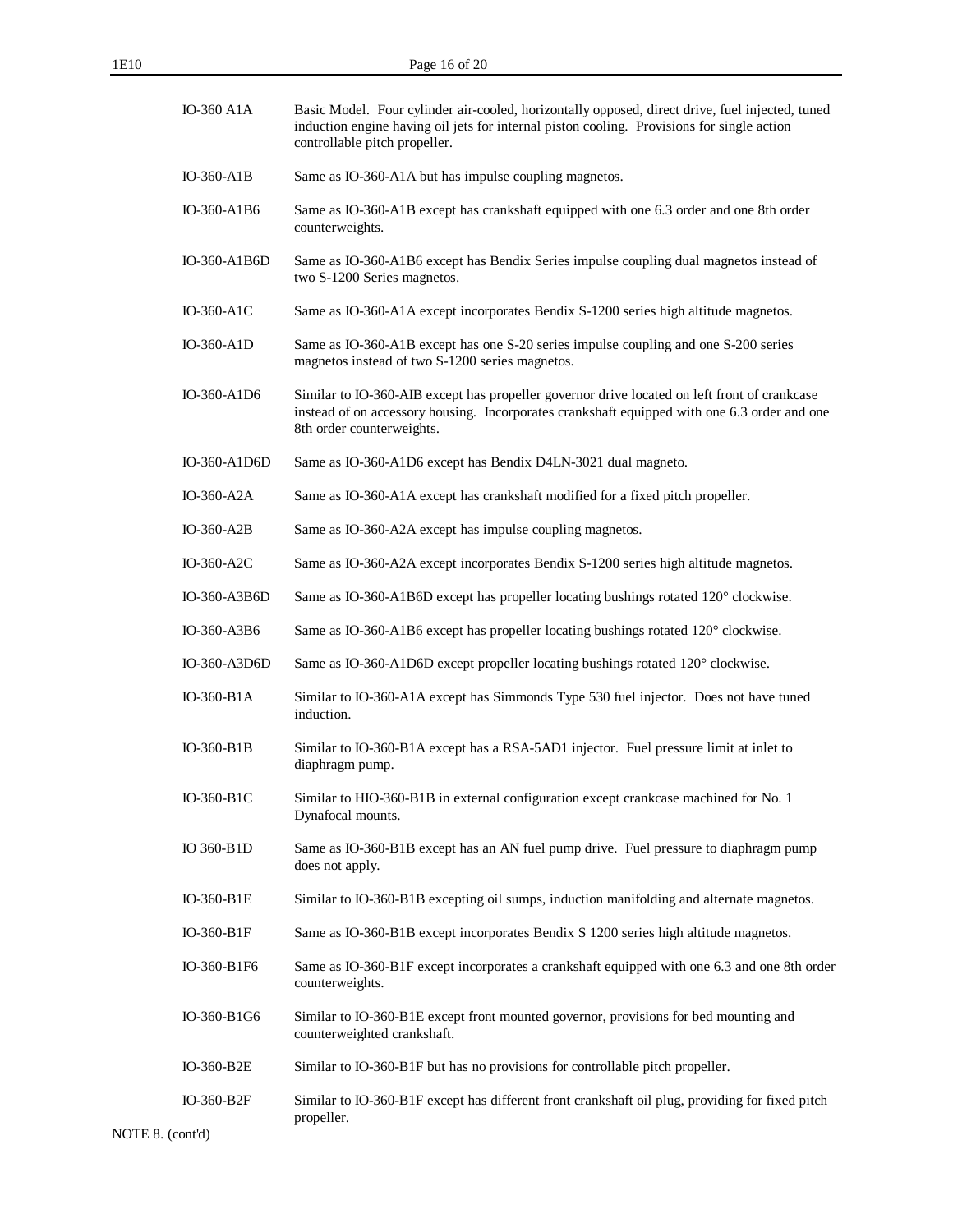| | |
|---|---|
| IO-360 A1A | Basic Model. Four cylinder air-cooled, horizontally opposed, direct drive, fuel injected, tuned induction engine having oil jets for internal piston cooling. Provisions for single action controllable pitch propeller. |
| IO-360-A1B | Same as IO-360-A1A but has impulse coupling magnetos. |
| IO-360-A1B6 | Same as IO-360-A1B except has crankshaft equipped with one 6.3 order and one 8th order counterweights. |
| IO-360-A1B6D | Same as IO-360-A1B6 except has Bendix Series impulse coupling dual magnetos instead of two S-1200 Series magnetos. |
| IO-360-A1C | Same as IO-360-A1A except incorporates Bendix S-1200 series high altitude magnetos. |
| IO-360-A1D | Same as IO-360-A1B except has one S-20 series impulse coupling and one S-200 series magnetos instead of two S-1200 series magnetos. |
| IO-360-A1D6 | Similar to IO-360-AIB except has propeller governor drive located on left front of crankcase instead of on accessory housing. Incorporates crankshaft equipped with one 6.3 order and one 8th order counterweights. |
| IO-360-A1D6D | Same as IO-360-A1D6 except has Bendix D4LN-3021 dual magneto. |
| IO-360-A2A | Same as IO-360-A1A except has crankshaft modified for a fixed pitch propeller. |
| IO-360-A2B | Same as IO-360-A2A except has impulse coupling magnetos. |
| IO-360-A2C | Same as IO-360-A2A except incorporates Bendix S-1200 series high altitude magnetos. |
| IO-360-A3B6D | Same as IO-360-A1B6D except has propeller locating bushings rotated 120° clockwise. |
| IO-360-A3B6 | Same as IO-360-A1B6 except has propeller locating bushings rotated 120° clockwise. |
| IO-360-A3D6D | Same as IO-360-A1D6D except propeller locating bushings rotated 120° clockwise. |
| IO-360-B1A | Similar to IO-360-A1A except has Simmonds Type 530 fuel injector. Does not have tuned induction. |
| IO-360-B1B | Similar to IO-360-B1A except has a RSA-5AD1 injector. Fuel pressure limit at inlet to diaphragm pump. |
| IO-360-B1C | Similar to HIO-360-B1B in external configuration except crankcase machined for No. 1 Dynafocal mounts. |
| IO 360-B1D | Same as IO-360-B1B except has an AN fuel pump drive. Fuel pressure to diaphragm pump does not apply. |
| IO-360-B1E | Similar to IO-360-B1B excepting oil sumps, induction manifolding and alternate magnetos. |
| IO-360-B1F | Same as IO-360-B1B except incorporates Bendix S 1200 series high altitude magnetos. |
| IO-360-B1F6 | Same as IO-360-B1F except incorporates a crankshaft equipped with one 6.3 and one 8th order counterweights. |
| IO-360-B1G6 | Similar to IO-360-B1E except front mounted governor, provisions for bed mounting and counterweighted crankshaft. |
| IO-360-B2E | Similar to IO-360-B1F but has no provisions for controllable pitch propeller. |
| IO-360-B2F | Similar to IO-360-B1F except has different front crankshaft oil plug, providing for fixed pitch propeller. |

NOTE 8. (cont'd)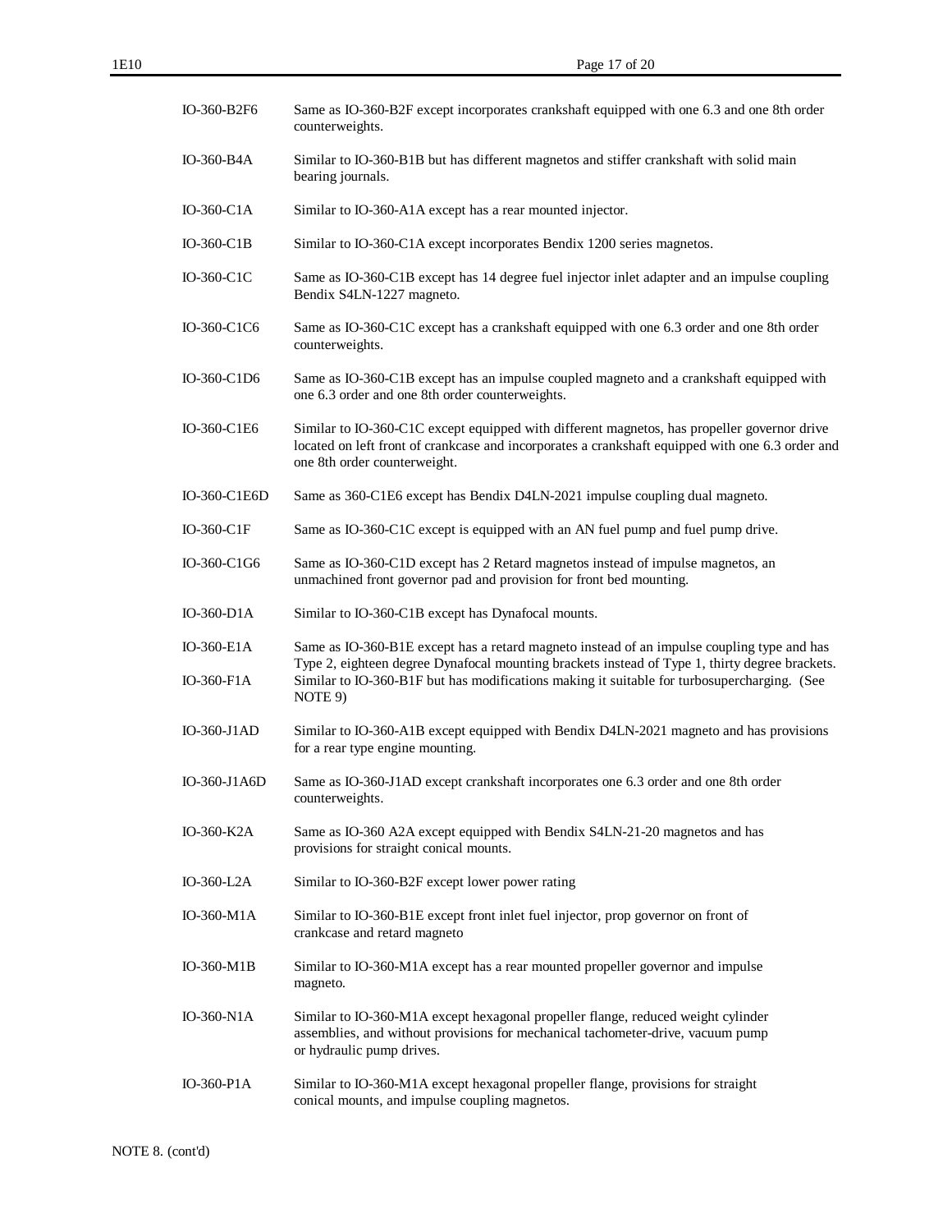| | |
|---|---|
| IO-360-B2F6 | Same as IO-360-B2F except incorporates crankshaft equipped with one 6.3 and one 8th order counterweights. |
| IO-360-B4A | Similar to IO-360-B1B but has different magnetos and stiffer crankshaft with solid main bearing journals. |
| IO-360-C1A | Similar to IO-360-A1A except has a rear mounted injector. |
| IO-360-C1B | Similar to IO-360-C1A except incorporates Bendix 1200 series magnetos. |
| IO-360-C1C | Same as IO-360-C1B except has 14 degree fuel injector inlet adapter and an impulse coupling Bendix S4LN-1227 magneto. |
| IO-360-C1C6 | Same as IO-360-C1C except has a crankshaft equipped with one 6.3 order and one 8th order counterweights. |
| IO-360-C1D6 | Same as IO-360-C1B except has an impulse coupled magneto and a crankshaft equipped with one 6.3 order and one 8th order counterweights. |
| IO-360-C1E6 | Similar to IO-360-C1C except equipped with different magnetos, has propeller governor drive located on left front of crankcase and incorporates a crankshaft equipped with one 6.3 order and one 8th order counterweight. |
| IO-360-C1E6D | Same as 360-C1E6 except has Bendix D4LN-2021 impulse coupling dual magneto. |
| IO-360-C1F | Same as IO-360-C1C except is equipped with an AN fuel pump and fuel pump drive. |
| IO-360-C1G6 | Same as IO-360-C1D except has 2 Retard magnetos instead of impulse magnetos, an unmachined front governor pad and provision for front bed mounting. |
| IO-360-D1A | Similar to IO-360-C1B except has Dynafocal mounts. |
| IO-360-E1A | Same as IO-360-B1E except has a retard magneto instead of an impulse coupling type and has Type 2, eighteen degree Dynafocal mounting brackets instead of Type 1, thirty degree brackets. |
| IO-360-F1A | Similar to IO-360-B1F but has modifications making it suitable for turbosupercharging. (See NOTE 9) |
| IO-360-J1AD | Similar to IO-360-A1B except equipped with Bendix D4LN-2021 magneto and has provisions for a rear type engine mounting. |
| IO-360-J1A6D | Same as IO-360-J1AD except crankshaft incorporates one 6.3 order and one 8th order counterweights. |
| IO-360-K2A | Same as IO-360 A2A except equipped with Bendix S4LN-21-20 magnetos and has provisions for straight conical mounts. |
| IO-360-L2A | Similar to IO-360-B2F except lower power rating |
| IO-360-M1A | Similar to IO-360-B1E except front inlet fuel injector, prop governor on front of crankcase and retard magneto |
| IO-360-M1B | Similar to IO-360-M1A except has a rear mounted propeller governor and impulse magneto. |
| IO-360-N1A | Similar to IO-360-M1A except hexagonal propeller flange, reduced weight cylinder assemblies, and without provisions for mechanical tachometer-drive, vacuum pump or hydraulic pump drives. |
| IO-360-P1A | Similar to IO-360-M1A except hexagonal propeller flange, provisions for straight conical mounts, and impulse coupling magnetos. |

NOTE 8. (cont'd)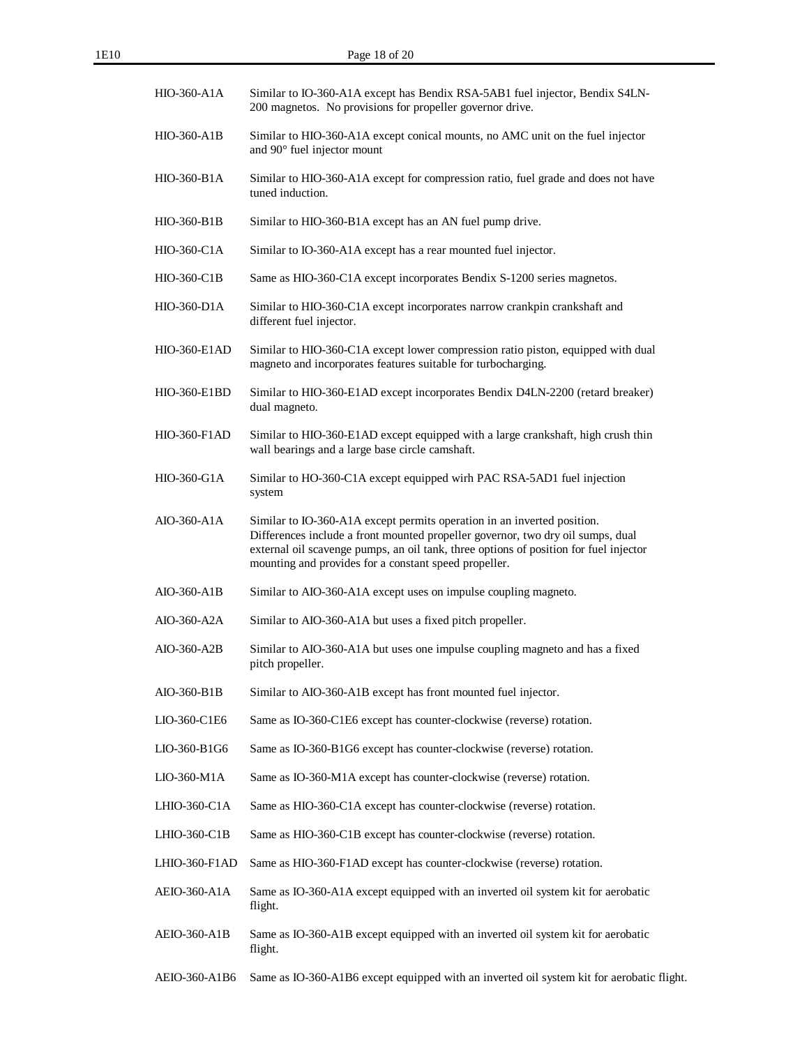| | |
|---|---|
| HIO-360-A1A | Similar to IO-360-A1A except has Bendix RSA-5AB1 fuel injector, Bendix S4LN-200 magnetos. No provisions for propeller governor drive. |
| HIO-360-A1B | Similar to HIO-360-A1A except conical mounts, no AMC unit on the fuel injector and 90° fuel injector mount |
| HIO-360-B1A | Similar to HIO-360-A1A except for compression ratio, fuel grade and does not have tuned induction. |
| HIO-360-B1B | Similar to HIO-360-B1A except has an AN fuel pump drive. |
| HIO-360-C1A | Similar to IO-360-A1A except has a rear mounted fuel injector. |
| HIO-360-C1B | Same as HIO-360-C1A except incorporates Bendix S-1200 series magnetos. |
| HIO-360-D1A | Similar to HIO-360-C1A except incorporates narrow crankpin crankshaft and different fuel injector. |
| HIO-360-E1AD | Similar to HIO-360-C1A except lower compression ratio piston, equipped with dual magneto and incorporates features suitable for turbocharging. |
| HIO-360-E1BD | Similar to HIO-360-E1AD except incorporates Bendix D4LN-2200 (retard breaker) dual magneto. |
| HIO-360-F1AD | Similar to HIO-360-E1AD except equipped with a large crankshaft, high crush thin wall bearings and a large base circle camshaft. |
| HIO-360-G1A | Similar to HO-360-C1A except equipped wirh PAC RSA-5AD1 fuel injection system |
| AIO-360-A1A | Similar to IO-360-A1A except permits operation in an inverted position. Differences include a front mounted propeller governor, two dry oil sumps, dual external oil scavenge pumps, an oil tank, three options of position for fuel injector mounting and provides for a constant speed propeller. |
| AIO-360-A1B | Similar to AIO-360-A1A except uses on impulse coupling magneto. |
| AIO-360-A2A | Similar to AIO-360-A1A but uses a fixed pitch propeller. |
| AIO-360-A2B | Similar to AIO-360-A1A but uses one impulse coupling magneto and has a fixed pitch propeller. |
| AIO-360-B1B | Similar to AIO-360-A1B except has front mounted fuel injector. |
| LIO-360-C1E6 | Same as IO-360-C1E6 except has counter-clockwise (reverse) rotation. |
| LIO-360-B1G6 | Same as IO-360-B1G6 except has counter-clockwise (reverse) rotation. |
| LIO-360-M1A | Same as IO-360-M1A except has counter-clockwise (reverse) rotation. |
| LHIO-360-C1A | Same as HIO-360-C1A except has counter-clockwise (reverse) rotation. |
| LHIO-360-C1B | Same as HIO-360-C1B except has counter-clockwise (reverse) rotation. |
| LHIO-360-F1AD | Same as HIO-360-F1AD except has counter-clockwise (reverse) rotation. |
| AEIO-360-A1A | Same as IO-360-A1A except equipped with an inverted oil system kit for aerobatic flight. |
| AEIO-360-A1B | Same as IO-360-A1B except equipped with an inverted oil system kit for aerobatic flight. |
| AEIO-360-A1B6 | Same as IO-360-A1B6 except equipped with an inverted oil system kit for aerobatic flight. |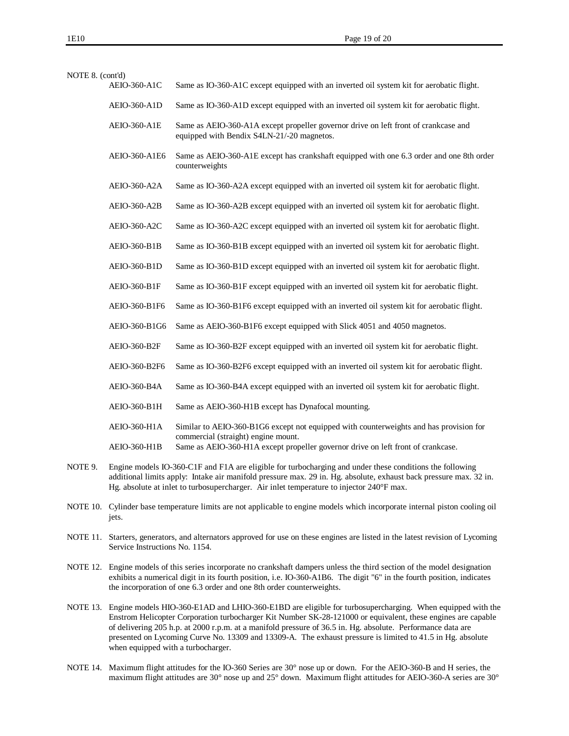NOTE 8. (cont'd)

| | |
|---|---|
| AEIO-360-A1C | Same as IO-360-A1C except equipped with an inverted oil system kit for aerobatic flight. |
| AEIO-360-A1D | Same as IO-360-A1D except equipped with an inverted oil system kit for aerobatic flight. |
| AEIO-360-A1E | Same as AEIO-360-A1A except propeller governor drive on left front of crankcase and equipped with Bendix S4LN-21/-20 magnetos. |
| AEIO-360-A1E6 | Same as AEIO-360-A1E except has crankshaft equipped with one 6.3 order and one 8th order counterweights |
| AEIO-360-A2A | Same as IO-360-A2A except equipped with an inverted oil system kit for aerobatic flight. |
| AEIO-360-A2B | Same as IO-360-A2B except equipped with an inverted oil system kit for aerobatic flight. |
| AEIO-360-A2C | Same as IO-360-A2C except equipped with an inverted oil system kit for aerobatic flight. |
| AEIO-360-B1B | Same as IO-360-B1B except equipped with an inverted oil system kit for aerobatic flight. |
| AEIO-360-B1D | Same as IO-360-B1D except equipped with an inverted oil system kit for aerobatic flight. |
| AEIO-360-B1F | Same as IO-360-B1F except equipped with an inverted oil system kit for aerobatic flight. |
| AEIO-360-B1F6 | Same as IO-360-B1F6 except equipped with an inverted oil system kit for aerobatic flight. |
| AEIO-360-B1G6 | Same as AEIO-360-B1F6 except equipped with Slick 4051 and 4050 magnetos. |
| AEIO-360-B2F | Same as IO-360-B2F except equipped with an inverted oil system kit for aerobatic flight. |
| AEIO-360-B2F6 | Same as IO-360-B2F6 except equipped with an inverted oil system kit for aerobatic flight. |
| AEIO-360-B4A | Same as IO-360-B4A except equipped with an inverted oil system kit for aerobatic flight. |
| AEIO-360-B1H | Same as AEIO-360-H1B except has Dynafocal mounting. |
| AEIO-360-H1A | Similar to AEIO-360-B1G6 except not equipped with counterweights and has provision for commercial (straight) engine mount. |
| AEIO-360-H1B | Same as AEIO-360-H1A except propeller governor drive on left front of crankcase. |

NOTE 9. Engine models IO-360-C1F and F1A are eligible for turbocharging and under these conditions the following additional limits apply: Intake air manifold pressure max. 29 in. Hg. absolute, exhaust back pressure max. 32 in. Hg. absolute at inlet to turbosupercharger. Air inlet temperature to injector 240°F max.

NOTE 10. Cylinder base temperature limits are not applicable to engine models which incorporate internal piston cooling oil jets.

NOTE 11. Starters, generators, and alternators approved for use on these engines are listed in the latest revision of Lycoming Service Instructions No. 1154.

NOTE 12. Engine models of this series incorporate no crankshaft dampers unless the third section of the model designation exhibits a numerical digit in its fourth position, i.e. IO-360-A1B6. The digit "6" in the fourth position, indicates the incorporation of one 6.3 order and one 8th order counterweights.

NOTE 13. Engine models HIO-360-E1AD and LHIO-360-E1BD are eligible for turbosupercharging. When equipped with the Enstrom Helicopter Corporation turbocharger Kit Number SK-28-121000 or equivalent, these engines are capable of delivering 205 h.p. at 2000 r.p.m. at a manifold pressure of 36.5 in. Hg. absolute. Performance data are presented on Lycoming Curve No. 13309 and 13309-A. The exhaust pressure is limited to 41.5 in Hg. absolute when equipped with a turbocharger.

NOTE 14. Maximum flight attitudes for the IO-360 Series are 30° nose up or down. For the AEIO-360-B and H series, the maximum flight attitudes are 30° nose up and 25° down. Maximum flight attitudes for AEIO-360-A series are 30°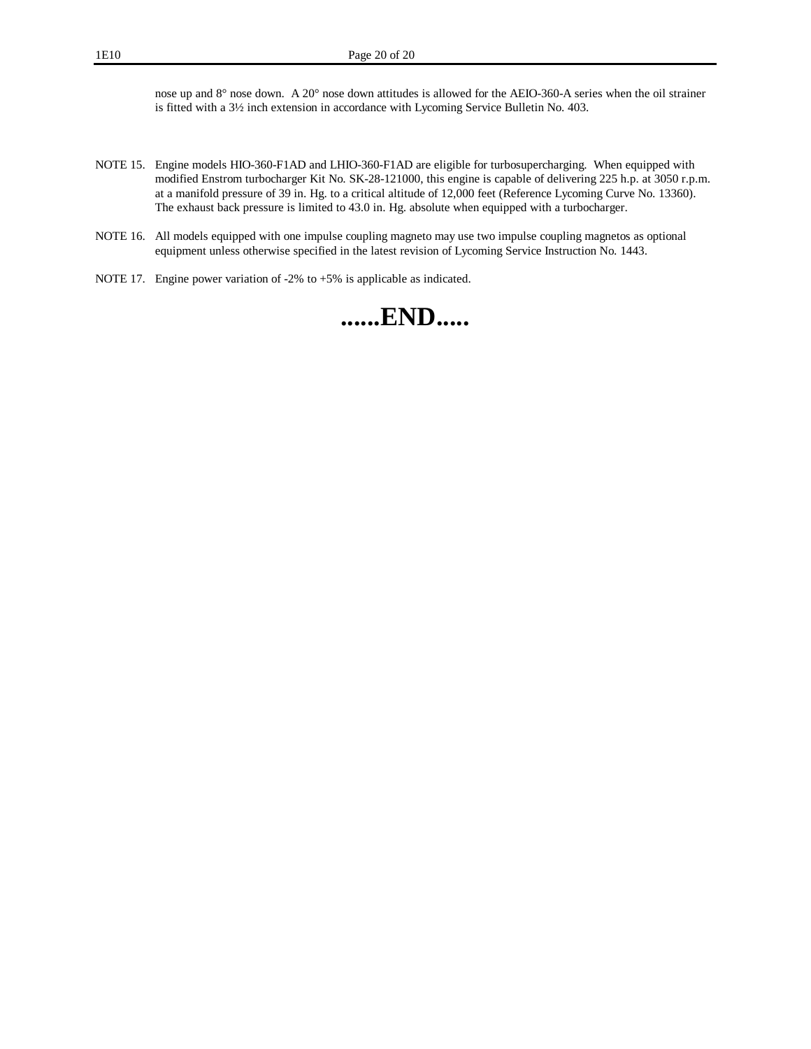nose up and 8° nose down. A 20° nose down attitudes is allowed for the AEIO-360-A series when the oil strainer is fitted with a 3½ inch extension in accordance with Lycoming Service Bulletin No. 403.

NOTE 15. Engine models HIO-360-F1AD and LHIO-360-F1AD are eligible for turbosupercharging. When equipped with modified Enstrom turbocharger Kit No. SK-28-121000, this engine is capable of delivering 225 h.p. at 3050 r.p.m. at a manifold pressure of 39 in. Hg. to a critical altitude of 12,000 feet (Reference Lycoming Curve No. 13360). The exhaust back pressure is limited to 43.0 in. Hg. absolute when equipped with a turbocharger.

NOTE 16. All models equipped with one impulse coupling magneto may use two impulse coupling magnetos as optional equipment unless otherwise specified in the latest revision of Lycoming Service Instruction No. 1443.

NOTE 17. Engine power variation of -2% to +5% is applicable as indicated.

**......END.....**